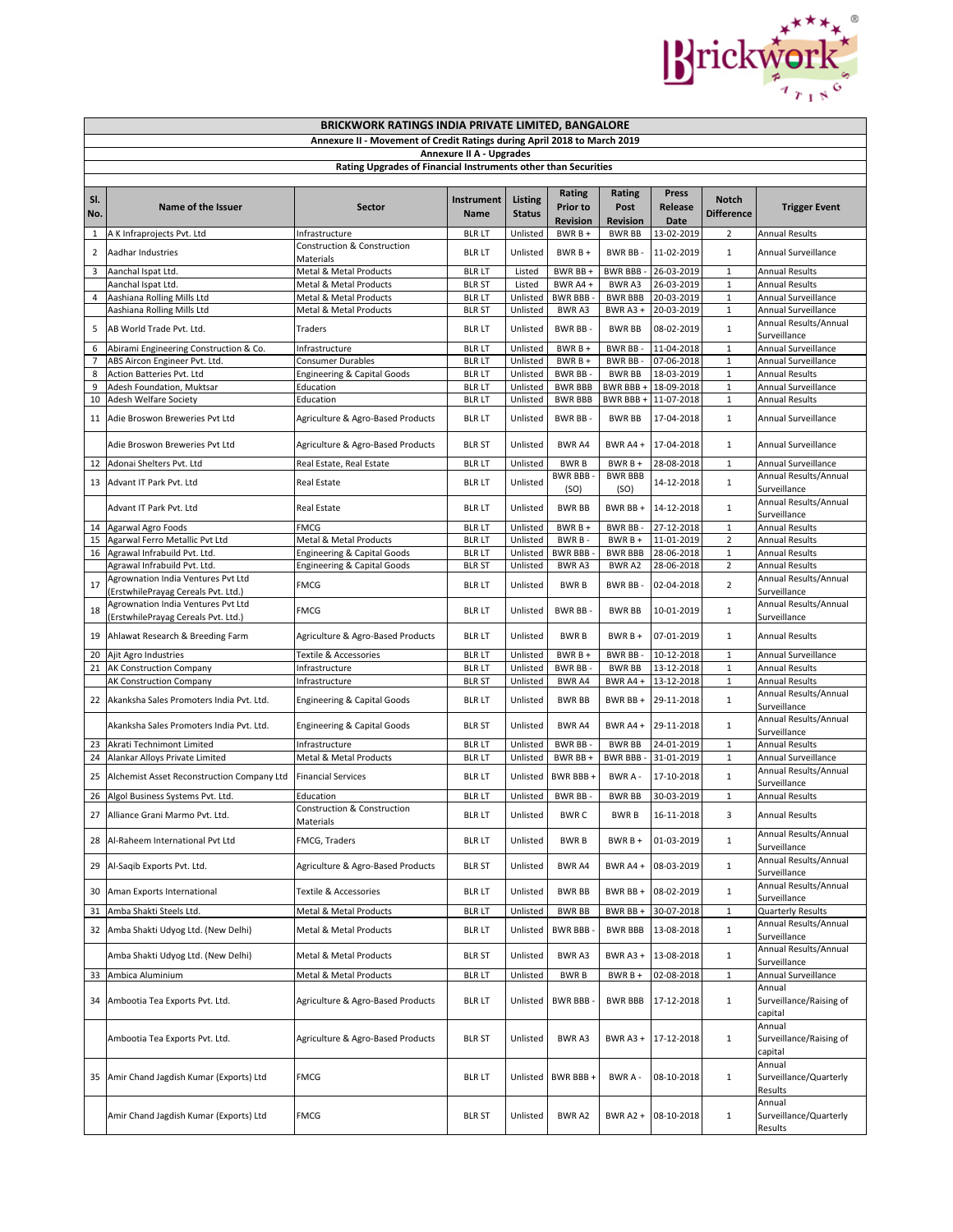**BRICKWORK RATINGS INDIA PRIVATE LIMITED, BANGALORE**

**Annexure II - Movement of Credit Ratings during April 2018 to March 2019**

**Annexure II A - Upgrades**

**Rating Upgrades of Financial Instruments other than Securities**

| Sl. No. | Name of the Issuer | Sector | Instrument Name | Listing Status | Rating Prior to Revision | Rating Post Revision | Press Release Date | Notch Difference | Trigger Event |
|---|---|---|---|---|---|---|---|---|---|
| 1 | A K Infraprojects Pvt. Ltd | Infrastructure | BLR LT | Unlisted | BWR B + | BWR BB | 13-02-2019 | 2 | Annual Results |
| 2 | Aadhar Industries | Construction & Construction Materials | BLR LT | Unlisted | BWR B + | BWR BB - | 11-02-2019 | 1 | Annual Surveillance |
| 3 | Aanchal Ispat Ltd. | Metal & Metal Products | BLR LT | Listed | BWR BB + | BWR BBB - | 26-03-2019 | 1 | Annual Results |
| | Aanchal Ispat Ltd. | Metal & Metal Products | BLR ST | Listed | BWR A4 + | BWR A3 | 26-03-2019 | 1 | Annual Results |
| 4 | Aashiana Rolling Mills Ltd | Metal & Metal Products | BLR LT | Unlisted | BWR BBB - | BWR BBB | 20-03-2019 | 1 | Annual Surveillance |
| | Aashiana Rolling Mills Ltd | Metal & Metal Products | BLR ST | Unlisted | BWR A3 | BWR A3 + | 20-03-2019 | 1 | Annual Surveillance |
| 5 | AB World Trade Pvt. Ltd. | Traders | BLR LT | Unlisted | BWR BB - | BWR BB | 08-02-2019 | 1 | Annual Results/Annual Surveillance |
| 6 | Abirami Engineering Construction & Co. | Infrastructure | BLR LT | Unlisted | BWR B + | BWR BB - | 11-04-2018 | 1 | Annual Surveillance |
| 7 | ABS Aircon Engineer Pvt. Ltd. | Consumer Durables | BLR LT | Unlisted | BWR B + | BWR BB - | 07-06-2018 | 1 | Annual Surveillance |
| 8 | Action Batteries Pvt. Ltd | Engineering & Capital Goods | BLR LT | Unlisted | BWR BB - | BWR BB | 18-03-2019 | 1 | Annual Results |
| 9 | Adesh Foundation, Muktsar | Education | BLR LT | Unlisted | BWR BBB | BWR BBB + | 18-09-2018 | 1 | Annual Surveillance |
| 10 | Adesh Welfare Society | Education | BLR LT | Unlisted | BWR BBB | BWR BBB + | 11-07-2018 | 1 | Annual Results |
| 11 | Adie Broswon Breweries Pvt Ltd | Agriculture & Agro-Based Products | BLR LT | Unlisted | BWR BB - | BWR BB | 17-04-2018 | 1 | Annual Surveillance |
| | Adie Broswon Breweries Pvt Ltd | Agriculture & Agro-Based Products | BLR ST | Unlisted | BWR A4 | BWR A4 + | 17-04-2018 | 1 | Annual Surveillance |
| 12 | Adonai Shelters Pvt. Ltd | Real Estate, Real Estate | BLR LT | Unlisted | BWR B | BWR B + | 28-08-2018 | 1 | Annual Surveillance |
| 13 | Advant IT Park Pvt. Ltd | Real Estate | BLR LT | Unlisted | BWR BBB - (SO) | BWR BBB (SO) | 14-12-2018 | 1 | Annual Results/Annual Surveillance |
| | Advant IT Park Pvt. Ltd | Real Estate | BLR LT | Unlisted | BWR BB | BWR BB + | 14-12-2018 | 1 | Annual Results/Annual Surveillance |
| 14 | Agarwal Agro Foods | FMCG | BLR LT | Unlisted | BWR B + | BWR BB - | 27-12-2018 | 1 | Annual Results |
| 15 | Agarwal Ferro Metallic Pvt Ltd | Metal & Metal Products | BLR LT | Unlisted | BWR B - | BWR B + | 11-01-2019 | 2 | Annual Results |
| 16 | Agrawal Infrabuild Pvt. Ltd. | Engineering & Capital Goods | BLR LT | Unlisted | BWR BBB - | BWR BBB | 28-06-2018 | 1 | Annual Results |
| | Agrawal Infrabuild Pvt. Ltd. | Engineering & Capital Goods | BLR ST | Unlisted | BWR A3 | BWR A2 | 28-06-2018 | 2 | Annual Results |
| 17 | Agrownation India Ventures Pvt Ltd (ErstwhilePrayag Cereals Pvt. Ltd.) | FMCG | BLR LT | Unlisted | BWR B | BWR BB - | 02-04-2018 | 2 | Annual Results/Annual Surveillance |
| 18 | Agrownation India Ventures Pvt Ltd (ErstwhilePrayag Cereals Pvt. Ltd.) | FMCG | BLR LT | Unlisted | BWR BB - | BWR BB | 10-01-2019 | 1 | Annual Results/Annual Surveillance |
| 19 | Ahlawat Research & Breeding Farm | Agriculture & Agro-Based Products | BLR LT | Unlisted | BWR B | BWR B + | 07-01-2019 | 1 | Annual Results |
| 20 | Ajit Agro Industries | Textile & Accessories | BLR LT | Unlisted | BWR B + | BWR BB - | 10-12-2018 | 1 | Annual Surveillance |
| 21 | AK Construction Company | Infrastructure | BLR LT | Unlisted | BWR BB - | BWR BB | 13-12-2018 | 1 | Annual Results |
| | AK Construction Company | Infrastructure | BLR ST | Unlisted | BWR A4 | BWR A4 + | 13-12-2018 | 1 | Annual Results |
| 22 | Akanksha Sales Promoters India Pvt. Ltd. | Engineering & Capital Goods | BLR LT | Unlisted | BWR BB | BWR BB + | 29-11-2018 | 1 | Annual Results/Annual Surveillance |
| | Akanksha Sales Promoters India Pvt. Ltd. | Engineering & Capital Goods | BLR ST | Unlisted | BWR A4 | BWR A4 + | 29-11-2018 | 1 | Annual Results/Annual Surveillance |
| 23 | Akrati Technimont Limited | Infrastructure | BLR LT | Unlisted | BWR BB - | BWR BB | 24-01-2019 | 1 | Annual Results |
| 24 | Alankar Alloys Private Limited | Metal & Metal Products | BLR LT | Unlisted | BWR BB + | BWR BBB - | 31-01-2019 | 1 | Annual Surveillance |
| 25 | Alchemist Asset Reconstruction Company Ltd | Financial Services | BLR LT | Unlisted | BWR BBB + | BWR A - | 17-10-2018 | 1 | Annual Results/Annual Surveillance |
| 26 | Algol Business Systems Pvt. Ltd. | Education | BLR LT | Unlisted | BWR BB - | BWR BB | 30-03-2019 | 1 | Annual Results |
| 27 | Alliance Grani Marmo Pvt. Ltd. | Construction & Construction Materials | BLR LT | Unlisted | BWR C | BWR B | 16-11-2018 | 3 | Annual Results |
| 28 | Al-Raheem International Pvt Ltd | FMCG, Traders | BLR LT | Unlisted | BWR B | BWR B + | 01-03-2019 | 1 | Annual Results/Annual Surveillance |
| 29 | Al-Saqib Exports Pvt. Ltd. | Agriculture & Agro-Based Products | BLR ST | Unlisted | BWR A4 | BWR A4 + | 08-03-2019 | 1 | Annual Results/Annual Surveillance |
| 30 | Aman Exports International | Textile & Accessories | BLR LT | Unlisted | BWR BB | BWR BB + | 08-02-2019 | 1 | Annual Results/Annual Surveillance |
| 31 | Amba Shakti Steels Ltd. | Metal & Metal Products | BLR LT | Unlisted | BWR BB | BWR BB + | 30-07-2018 | 1 | Quarterly Results |
| 32 | Amba Shakti Udyog Ltd. (New Delhi) | Metal & Metal Products | BLR LT | Unlisted | BWR BBB - | BWR BBB | 13-08-2018 | 1 | Annual Results/Annual Surveillance |
| | Amba Shakti Udyog Ltd. (New Delhi) | Metal & Metal Products | BLR ST | Unlisted | BWR A3 | BWR A3 + | 13-08-2018 | 1 | Annual Results/Annual Surveillance |
| 33 | Ambica Aluminium | Metal & Metal Products | BLR LT | Unlisted | BWR B | BWR B + | 02-08-2018 | 1 | Annual Surveillance |
| 34 | Ambootia Tea Exports Pvt. Ltd. | Agriculture & Agro-Based Products | BLR LT | Unlisted | BWR BBB - | BWR BBB | 17-12-2018 | 1 | Annual Surveillance/Raising of capital |
| | Ambootia Tea Exports Pvt. Ltd. | Agriculture & Agro-Based Products | BLR ST | Unlisted | BWR A3 | BWR A3 + | 17-12-2018 | 1 | Annual Surveillance/Raising of capital |
| 35 | Amir Chand Jagdish Kumar (Exports) Ltd | FMCG | BLR LT | Unlisted | BWR BBB + | BWR A - | 08-10-2018 | 1 | Annual Surveillance/Quarterly Results |
| | Amir Chand Jagdish Kumar (Exports) Ltd | FMCG | BLR ST | Unlisted | BWR A2 | BWR A2 + | 08-10-2018 | 1 | Annual Surveillance/Quarterly Results |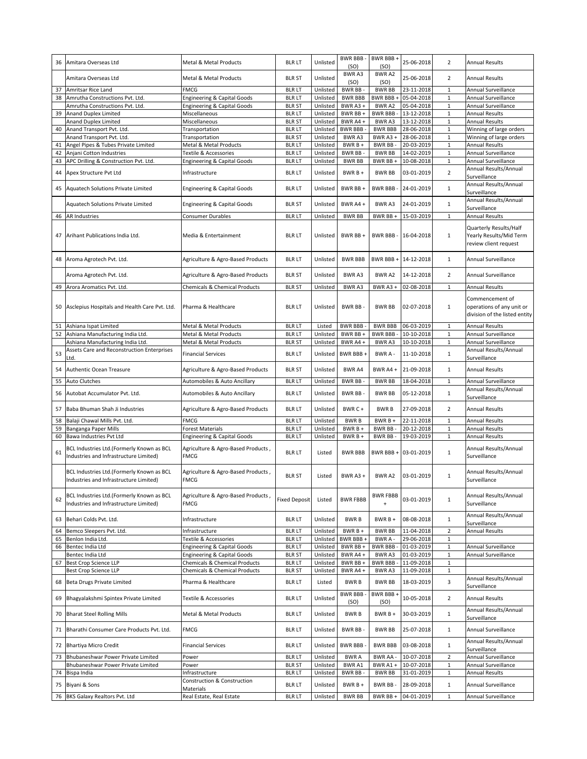| 36 | Amitara Overseas Ltd | Metal & Metal Products | BLR LT | Unlisted | BWR BBB - (SO) | BWR BBB + (SO) | 25-06-2018 | 2 | Annual Results |
|---|---|---|---|---|---|---|---|---|---|
| | Amitara Overseas Ltd | Metal & Metal Products | BLR ST | Unlisted | BWR A3 (SO) | BWR A2 (SO) | 25-06-2018 | 2 | Annual Results |
| 37 | Amritsar Rice Land | FMCG | BLR LT | Unlisted | BWR BB - | BWR BB | 23-11-2018 | 1 | Annual Surveillance |
| 38 | Amrutha Constructions Pvt. Ltd. | Engineering & Capital Goods | BLR LT | Unlisted | BWR BBB | BWR BBB + | 05-04-2018 | 1 | Annual Surveillance |
| | Amrutha Constructions Pvt. Ltd. | Engineering & Capital Goods | BLR ST | Unlisted | BWR A3 + | BWR A2 | 05-04-2018 | 1 | Annual Surveillance |
| 39 | Anand Duplex Limited | Miscellaneous | BLR LT | Unlisted | BWR BB + | BWR BBB - | 13-12-2018 | 1 | Annual Results |
| | Anand Duplex Limited | Miscellaneous | BLR ST | Unlisted | BWR A4 + | BWR A3 | 13-12-2018 | 1 | Annual Results |
| 40 | Anand Transport Pvt. Ltd. | Transportation | BLR LT | Unlisted | BWR BBB - | BWR BBB | 28-06-2018 | 1 | Winning of large orders |
| | Anand Transport Pvt. Ltd. | Transportation | BLR ST | Unlisted | BWR A3 | BWR A3 + | 28-06-2018 | 1 | Winning of large orders |
| 41 | Angel Pipes & Tubes Private Limited | Metal & Metal Products | BLR LT | Unlisted | BWR B + | BWR BB - | 20-03-2019 | 1 | Annual Results |
| 42 | Anjani Cotton Industries | Textile & Accessories | BLR LT | Unlisted | BWR BB - | BWR BB | 14-02-2019 | 1 | Annual Surveillance |
| 43 | APC Drilling & Construction Pvt. Ltd. | Engineering & Capital Goods | BLR LT | Unlisted | BWR BB | BWR BB + | 10-08-2018 | 1 | Annual Surveillance |
| 44 | Apex Structure Pvt Ltd | Infrastructure | BLR LT | Unlisted | BWR B + | BWR BB | 03-01-2019 | 2 | Annual Results/Annual Surveillance |
| 45 | Aquatech Solutions Private Limited | Engineering & Capital Goods | BLR LT | Unlisted | BWR BB + | BWR BBB - | 24-01-2019 | 1 | Annual Results/Annual Surveillance |
| | Aquatech Solutions Private Limited | Engineering & Capital Goods | BLR ST | Unlisted | BWR A4 + | BWR A3 | 24-01-2019 | 1 | Annual Results/Annual Surveillance |
| 46 | AR Industries | Consumer Durables | BLR LT | Unlisted | BWR BB | BWR BB + | 15-03-2019 | 1 | Annual Results |
| 47 | Arihant Publications India Ltd. | Media & Entertainment | BLR LT | Unlisted | BWR BB + | BWR BBB - | 16-04-2018 | 1 | Quarterly Results/Half Yearly Results/Mid Term review client request |
| 48 | Aroma Agrotech Pvt. Ltd. | Agriculture & Agro-Based Products | BLR LT | Unlisted | BWR BBB | BWR BBB + | 14-12-2018 | 1 | Annual Surveillance |
| | Aroma Agrotech Pvt. Ltd. | Agriculture & Agro-Based Products | BLR ST | Unlisted | BWR A3 | BWR A2 | 14-12-2018 | 2 | Annual Surveillance |
| 49 | Arora Aromatics Pvt. Ltd. | Chemicals & Chemical Products | BLR ST | Unlisted | BWR A3 | BWR A3 + | 02-08-2018 | 1 | Annual Results |
| 50 | Asclepius Hospitals and Health Care Pvt. Ltd. | Pharma & Healthcare | BLR LT | Unlisted | BWR BB - | BWR BB | 02-07-2018 | 1 | Commencement of operations of any unit or division of the listed entity |
| 51 | Ashiana Ispat Limited | Metal & Metal Products | BLR LT | Listed | BWR BBB - | BWR BBB | 06-03-2019 | 1 | Annual Results |
| 52 | Ashiana Manufacturing India Ltd. | Metal & Metal Products | BLR LT | Unlisted | BWR BB + | BWR BBB - | 10-10-2018 | 1 | Annual Surveillance |
| | Ashiana Manufacturing India Ltd. | Metal & Metal Products | BLR ST | Unlisted | BWR A4 + | BWR A3 | 10-10-2018 | 1 | Annual Surveillance |
| 53 | Assets Care and Reconstruction Enterprises Ltd. | Financial Services | BLR LT | Unlisted | BWR BBB + | BWR A - | 11-10-2018 | 1 | Annual Results/Annual Surveillance |
| 54 | Authentic Ocean Treasure | Agriculture & Agro-Based Products | BLR ST | Unlisted | BWR A4 | BWR A4 + | 21-09-2018 | 1 | Annual Results |
| 55 | Auto Clutches | Automobiles & Auto Ancillary | BLR LT | Unlisted | BWR BB - | BWR BB | 18-04-2018 | 1 | Annual Surveillance |
| 56 | Autobat Accumulator Pvt. Ltd. | Automobiles & Auto Ancillary | BLR LT | Unlisted | BWR BB - | BWR BB | 05-12-2018 | 1 | Annual Results/Annual Surveillance |
| 57 | Baba Bhuman Shah Ji Industries | Agriculture & Agro-Based Products | BLR LT | Unlisted | BWR C + | BWR B | 27-09-2018 | 2 | Annual Results |
| 58 | Balaji Chawal Mills Pvt. Ltd. | FMCG | BLR LT | Unlisted | BWR B | BWR B + | 22-11-2018 | 1 | Annual Results |
| 59 | Banganga Paper Mills | Forest Materials | BLR LT | Unlisted | BWR B + | BWR BB - | 20-12-2018 | 1 | Annual Results |
| 60 | Bawa Industries Pvt Ltd | Engineering & Capital Goods | BLR LT | Unlisted | BWR B + | BWR BB - | 19-03-2019 | 1 | Annual Results |
| 61 | BCL Industries Ltd.(Formerly Known as BCL Industries and Infrastructure Limited) | Agriculture & Agro-Based Products , FMCG | BLR LT | Listed | BWR BBB | BWR BBB + | 03-01-2019 | 1 | Annual Results/Annual Surveillance |
| | BCL Industries Ltd.(Formerly Known as BCL Industries and Infrastructure Limited) | Agriculture & Agro-Based Products , FMCG | BLR ST | Listed | BWR A3 + | BWR A2 | 03-01-2019 | 1 | Annual Results/Annual Surveillance |
| 62 | BCL Industries Ltd.(Formerly Known as BCL Industries and Infrastructure Limited) | Agriculture & Agro-Based Products , FMCG | Fixed Deposit | Listed | BWR FBBB | BWR FBBB + | 03-01-2019 | 1 | Annual Results/Annual Surveillance |
| 63 | Behari Colds Pvt. Ltd. | Infrastructure | BLR LT | Unlisted | BWR B | BWR B + | 08-08-2018 | 1 | Annual Results/Annual Surveillance |
| 64 | Bemco Sleepers Pvt. Ltd. | Infrastructure | BLR LT | Unlisted | BWR B + | BWR BB | 11-04-2018 | 2 | Annual Results |
| 65 | Benlon India Ltd. | Textile & Accessories | BLR LT | Unlisted | BWR BBB + | BWR A - | 29-06-2018 | 1 | |
| 66 | Bentec India Ltd | Engineering & Capital Goods | BLR LT | Unlisted | BWR BB + | BWR BBB - | 01-03-2019 | 1 | Annual Surveillance |
| | Bentec India Ltd | Engineering & Capital Goods | BLR ST | Unlisted | BWR A4 + | BWR A3 | 01-03-2019 | 1 | Annual Surveillance |
| 67 | Best Crop Science LLP | Chemicals & Chemical Products | BLR LT | Unlisted | BWR BB + | BWR BBB - | 11-09-2018 | 1 | |
| | Best Crop Science LLP | Chemicals & Chemical Products | BLR ST | Unlisted | BWR A4 + | BWR A3 | 11-09-2018 | 1 | |
| 68 | Beta Drugs Private Limited | Pharma & Healthcare | BLR LT | Listed | BWR B | BWR BB | 18-03-2019 | 3 | Annual Results/Annual Surveillance |
| 69 | Bhagyalakshmi Spintex Private Limited | Textile & Accessories | BLR LT | Unlisted | BWR BBB - (SO) | BWR BBB + (SO) | 10-05-2018 | 2 | Annual Results |
| 70 | Bharat Steel Rolling Mills | Metal & Metal Products | BLR LT | Unlisted | BWR B | BWR B + | 30-03-2019 | 1 | Annual Results/Annual Surveillance |
| 71 | Bharathi Consumer Care Products Pvt. Ltd. | FMCG | BLR LT | Unlisted | BWR BB - | BWR BB | 25-07-2018 | 1 | Annual Surveillance |
| 72 | Bhartiya Micro Credit | Financial Services | BLR LT | Unlisted | BWR BBB - | BWR BBB | 03-08-2018 | 1 | Annual Results/Annual Surveillance |
| 73 | Bhubaneshwar Power Private Limited | Power | BLR LT | Unlisted | BWR A | BWR AA - | 10-07-2018 | 2 | Annual Surveillance |
| | Bhubaneshwar Power Private Limited | Power | BLR ST | Unlisted | BWR A1 | BWR A1 + | 10-07-2018 | 1 | Annual Surveillance |
| 74 | Bispa India | Infrastructure | BLR LT | Unlisted | BWR BB - | BWR BB | 31-01-2019 | 1 | Annual Results |
| 75 | Biyani & Sons | Construction & Construction Materials | BLR LT | Unlisted | BWR B + | BWR BB - | 28-09-2018 | 1 | Annual Surveillance |
| 76 | BKS Galaxy Realtors Pvt. Ltd | Real Estate, Real Estate | BLR LT | Unlisted | BWR BB | BWR BB + | 04-01-2019 | 1 | Annual Surveillance |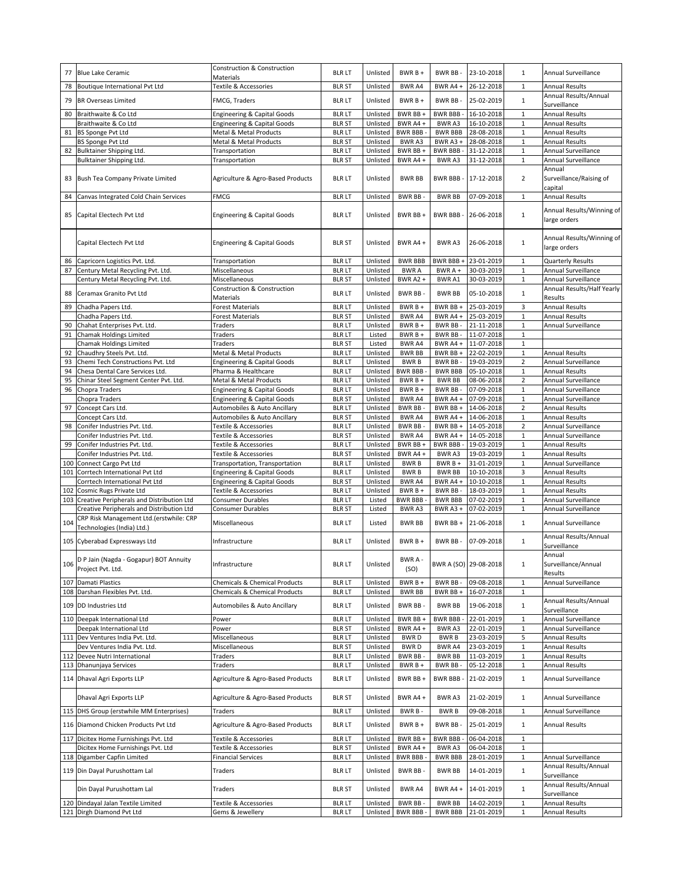| 77 | Blue Lake Ceramic | Construction & Construction Materials | BLR LT | Unlisted | BWR B + | BWR BB - | 23-10-2018 | 1 | Annual Surveillance |
|---|---|---|---|---|---|---|---|---|---|
| 78 | Boutique International Pvt Ltd | Textile & Accessories | BLR ST | Unlisted | BWR A4 | BWR A4 + | 26-12-2018 | 1 | Annual Results |
| 79 | BR Overseas Limited | FMCG, Traders | BLR LT | Unlisted | BWR B + | BWR BB - | 25-02-2019 | 1 | Annual Results/Annual Surveillance |
| 80 | Braithwaite & Co Ltd | Engineering & Capital Goods | BLR LT | Unlisted | BWR BB + | BWR BBB - | 16-10-2018 | 1 | Annual Results |
| | Braithwaite & Co Ltd | Engineering & Capital Goods | BLR ST | Unlisted | BWR A4 + | BWR A3 | 16-10-2018 | 1 | Annual Results |
| 81 | BS Sponge Pvt Ltd | Metal & Metal Products | BLR LT | Unlisted | BWR BBB - | BWR BBB | 28-08-2018 | 1 | Annual Results |
| | BS Sponge Pvt Ltd | Metal & Metal Products | BLR ST | Unlisted | BWR A3 | BWR A3 + | 28-08-2018 | 1 | Annual Results |
| 82 | Bulktainer Shipping Ltd. | Transportation | BLR LT | Unlisted | BWR BB + | BWR BBB - | 31-12-2018 | 1 | Annual Surveillance |
| | Bulktainer Shipping Ltd. | Transportation | BLR ST | Unlisted | BWR A4 + | BWR A3 | 31-12-2018 | 1 | Annual Surveillance |
| 83 | Bush Tea Company Private Limited | Agriculture & Agro-Based Products | BLR LT | Unlisted | BWR BB | BWR BBB - | 17-12-2018 | 2 | Annual Surveillance/Raising of capital |
| 84 | Canvas Integrated Cold Chain Services | FMCG | BLR LT | Unlisted | BWR BB - | BWR BB | 07-09-2018 | 1 | Annual Results |
| 85 | Capital Electech Pvt Ltd | Engineering & Capital Goods | BLR LT | Unlisted | BWR BB + | BWR BBB - | 26-06-2018 | 1 | Annual Results/Winning of large orders |
| | Capital Electech Pvt Ltd | Engineering & Capital Goods | BLR ST | Unlisted | BWR A4 + | BWR A3 | 26-06-2018 | 1 | Annual Results/Winning of large orders |
| 86 | Capricorn Logistics Pvt. Ltd. | Transportation | BLR LT | Unlisted | BWR BBB | BWR BBB + | 23-01-2019 | 1 | Quarterly Results |
| 87 | Century Metal Recycling Pvt. Ltd. | Miscellaneous | BLR LT | Unlisted | BWR A | BWR A + | 30-03-2019 | 1 | Annual Surveillance |
| | Century Metal Recycling Pvt. Ltd. | Miscellaneous | BLR ST | Unlisted | BWR A2 + | BWR A1 | 30-03-2019 | 1 | Annual Surveillance |
| 88 | Ceramax Granito Pvt Ltd | Construction & Construction Materials | BLR LT | Unlisted | BWR BB - | BWR BB | 05-10-2018 | 1 | Annual Results/Half Yearly Results |
| 89 | Chadha Papers Ltd. | Forest Materials | BLR LT | Unlisted | BWR B + | BWR BB + | 25-03-2019 | 3 | Annual Results |
| | Chadha Papers Ltd. | Forest Materials | BLR ST | Unlisted | BWR A4 | BWR A4 + | 25-03-2019 | 1 | Annual Results |
| 90 | Chahat Enterprises Pvt. Ltd. | Traders | BLR LT | Unlisted | BWR B + | BWR BB - | 21-11-2018 | 1 | Annual Surveillance |
| 91 | Chamak Holdings Limited | Traders | BLR LT | Listed | BWR B + | BWR BB - | 11-07-2018 | 1 | |
| | Chamak Holdings Limited | Traders | BLR ST | Listed | BWR A4 | BWR A4 + | 11-07-2018 | 1 | |
| 92 | Chaudhry Steels Pvt. Ltd. | Metal & Metal Products | BLR LT | Unlisted | BWR BB | BWR BB + | 22-02-2019 | 1 | Annual Results |
| 93 | Chemi Tech Constructions Pvt. Ltd | Engineering & Capital Goods | BLR LT | Unlisted | BWR B | BWR BB - | 19-03-2019 | 2 | Annual Surveillance |
| 94 | Chesa Dental Care Services Ltd. | Pharma & Healthcare | BLR LT | Unlisted | BWR BBB - | BWR BBB | 05-10-2018 | 1 | Annual Results |
| 95 | Chinar Steel Segment Center Pvt. Ltd. | Metal & Metal Products | BLR LT | Unlisted | BWR B + | BWR BB | 08-06-2018 | 2 | Annual Surveillance |
| 96 | Chopra Traders | Engineering & Capital Goods | BLR LT | Unlisted | BWR B + | BWR BB - | 07-09-2018 | 1 | Annual Surveillance |
| | Chopra Traders | Engineering & Capital Goods | BLR ST | Unlisted | BWR A4 | BWR A4 + | 07-09-2018 | 1 | Annual Surveillance |
| 97 | Concept Cars Ltd. | Automobiles & Auto Ancillary | BLR LT | Unlisted | BWR BB - | BWR BB + | 14-06-2018 | 2 | Annual Results |
| | Concept Cars Ltd. | Automobiles & Auto Ancillary | BLR ST | Unlisted | BWR A4 | BWR A4 + | 14-06-2018 | 1 | Annual Results |
| 98 | Conifer Industries Pvt. Ltd. | Textile & Accessories | BLR LT | Unlisted | BWR BB - | BWR BB + | 14-05-2018 | 2 | Annual Surveillance |
| | Conifer Industries Pvt. Ltd. | Textile & Accessories | BLR ST | Unlisted | BWR A4 | BWR A4 + | 14-05-2018 | 1 | Annual Surveillance |
| 99 | Conifer Industries Pvt. Ltd. | Textile & Accessories | BLR LT | Unlisted | BWR BB + | BWR BBB - | 19-03-2019 | 1 | Annual Results |
| | Conifer Industries Pvt. Ltd. | Textile & Accessories | BLR ST | Unlisted | BWR A4 + | BWR A3 | 19-03-2019 | 1 | Annual Results |
| 100 | Connect Cargo Pvt Ltd | Transportation, Transportation | BLR LT | Unlisted | BWR B | BWR B + | 31-01-2019 | 1 | Annual Surveillance |
| 101 | Corrtech International Pvt Ltd | Engineering & Capital Goods | BLR LT | Unlisted | BWR B | BWR BB | 10-10-2018 | 3 | Annual Results |
| | Corrtech International Pvt Ltd | Engineering & Capital Goods | BLR ST | Unlisted | BWR A4 | BWR A4 + | 10-10-2018 | 1 | Annual Results |
| 102 | Cosmic Rugs Private Ltd | Textile & Accessories | BLR LT | Unlisted | BWR B + | BWR BB - | 18-03-2019 | 1 | Annual Results |
| 103 | Creative Peripherals and Distribution Ltd | Consumer Durables | BLR LT | Listed | BWR BBB - | BWR BBB | 07-02-2019 | 1 | Annual Surveillance |
| | Creative Peripherals and Distribution Ltd | Consumer Durables | BLR ST | Listed | BWR A3 | BWR A3 + | 07-02-2019 | 1 | Annual Surveillance |
| 104 | CRP Risk Management Ltd.(erstwhile: CRP Technologies (India) Ltd.) | Miscellaneous | BLR LT | Listed | BWR BB | BWR BB + | 21-06-2018 | 1 | Annual Surveillance |
| 105 | Cyberabad Expressways Ltd | Infrastructure | BLR LT | Unlisted | BWR B + | BWR BB - | 07-09-2018 | 1 | Annual Results/Annual Surveillance |
| 106 | D P Jain (Nagda - Gogapur) BOT Annuity Project Pvt. Ltd. | Infrastructure | BLR LT | Unlisted | BWR A - (SO) | BWR A (SO) | 29-08-2018 | 1 | Annual Surveillance/Annual Results |
| 107 | Damati Plastics | Chemicals & Chemical Products | BLR LT | Unlisted | BWR B + | BWR BB - | 09-08-2018 | 1 | Annual Surveillance |
| 108 | Darshan Flexibles Pvt. Ltd. | Chemicals & Chemical Products | BLR LT | Unlisted | BWR BB | BWR BB + | 16-07-2018 | 1 | |
| 109 | DD Industries Ltd | Automobiles & Auto Ancillary | BLR LT | Unlisted | BWR BB - | BWR BB | 19-06-2018 | 1 | Annual Results/Annual Surveillance |
| 110 | Deepak International Ltd | Power | BLR LT | Unlisted | BWR BB + | BWR BBB - | 22-01-2019 | 1 | Annual Surveillance |
| | Deepak International Ltd | Power | BLR ST | Unlisted | BWR A4 + | BWR A3 | 22-01-2019 | 1 | Annual Surveillance |
| 111 | Dev Ventures India Pvt. Ltd. | Miscellaneous | BLR LT | Unlisted | BWR D | BWR B | 23-03-2019 | 5 | Annual Results |
| | Dev Ventures India Pvt. Ltd. | Miscellaneous | BLR ST | Unlisted | BWR D | BWR A4 | 23-03-2019 | 1 | Annual Results |
| 112 | Devee Nutri International | Traders | BLR LT | Unlisted | BWR BB - | BWR BB | 11-03-2019 | 1 | Annual Results |
| 113 | Dhanunjaya Services | Traders | BLR LT | Unlisted | BWR B + | BWR BB - | 05-12-2018 | 1 | Annual Results |
| 114 | Dhaval Agri Exports LLP | Agriculture & Agro-Based Products | BLR LT | Unlisted | BWR BB + | BWR BBB - | 21-02-2019 | 1 | Annual Surveillance |
| | Dhaval Agri Exports LLP | Agriculture & Agro-Based Products | BLR ST | Unlisted | BWR A4 + | BWR A3 | 21-02-2019 | 1 | Annual Surveillance |
| 115 | DHS Group (erstwhile MM Enterprises) | Traders | BLR LT | Unlisted | BWR B - | BWR B | 09-08-2018 | 1 | Annual Surveillance |
| 116 | Diamond Chicken Products Pvt Ltd | Agriculture & Agro-Based Products | BLR LT | Unlisted | BWR B + | BWR BB - | 25-01-2019 | 1 | Annual Results |
| 117 | Dicitex Home Furnishings Pvt. Ltd | Textile & Accessories | BLR LT | Unlisted | BWR BB + | BWR BBB - | 06-04-2018 | 1 | |
| | Dicitex Home Furnishings Pvt. Ltd | Textile & Accessories | BLR ST | Unlisted | BWR A4 + | BWR A3 | 06-04-2018 | 1 | |
| 118 | Digamber Capfin Limited | Financial Services | BLR LT | Unlisted | BWR BBB - | BWR BBB | 28-01-2019 | 1 | Annual Surveillance |
| 119 | Din Dayal Purushottam Lal | Traders | BLR LT | Unlisted | BWR BB - | BWR BB | 14-01-2019 | 1 | Annual Results/Annual Surveillance |
| | Din Dayal Purushottam Lal | Traders | BLR ST | Unlisted | BWR A4 | BWR A4 + | 14-01-2019 | 1 | Annual Results/Annual Surveillance |
| 120 | Dindayal Jalan Textile Limited | Textile & Accessories | BLR LT | Unlisted | BWR BB - | BWR BB | 14-02-2019 | 1 | Annual Results |
| 121 | Dirgh Diamond Pvt Ltd | Gems & Jewellery | BLR LT | Unlisted | BWR BBB - | BWR BBB | 21-01-2019 | 1 | Annual Results |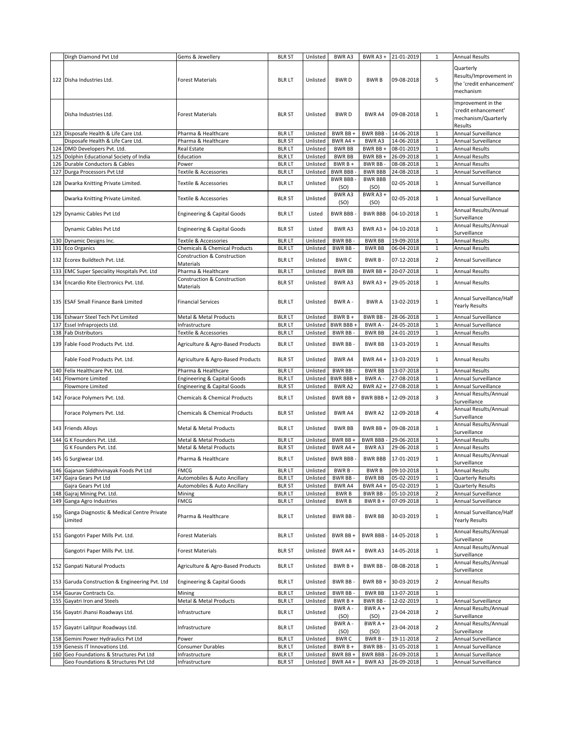| | Dirgh Diamond Pvt Ltd | Gems & Jewellery | BLR ST | Unlisted | BWR A3 | BWR A3 + | 21-01-2019 | 1 | Annual Results |
|---|---|---|---|---|---|---|---|---|---|
| 122 | Disha Industries Ltd. | Forest Materials | BLR LT | Unlisted | BWR D | BWR B | 09-08-2018 | 5 | Quarterly Results/Improvement in the 'credit enhancement' mechanism |
| | Disha Industries Ltd. | Forest Materials | BLR ST | Unlisted | BWR D | BWR A4 | 09-08-2018 | 1 | Improvement in the 'credit enhancement' mechanism/Quarterly Results |
| 123 | Disposafe Health & Life Care Ltd. | Pharma & Healthcare | BLR LT | Unlisted | BWR BB + | BWR BBB - | 14-06-2018 | 1 | Annual Surveillance |
| | Disposafe Health & Life Care Ltd. | Pharma & Healthcare | BLR ST | Unlisted | BWR A4 + | BWR A3 | 14-06-2018 | 1 | Annual Surveillance |
| 124 | DMD Developers Pvt. Ltd. | Real Estate | BLR LT | Unlisted | BWR BB | BWR BB + | 08-01-2019 | 1 | Annual Results |
| 125 | Dolphin Educational Society of India | Education | BLR LT | Unlisted | BWR BB | BWR BB + | 26-09-2018 | 1 | Annual Results |
| 126 | Durable Conductors & Cables | Power | BLR LT | Unlisted | BWR B + | BWR BB - | 08-08-2018 | 1 | Annual Results |
| 127 | Durga Processors Pvt Ltd | Textile & Accessories | BLR LT | Unlisted | BWR BBB - | BWR BBB | 24-08-2018 | 1 | Annual Surveillance |
| 128 | Dwarka Knitting Private Limited. | Textile & Accessories | BLR LT | Unlisted | BWR BBB - (SO) | BWR BBB (SO) | 02-05-2018 | 1 | Annual Surveillance |
| | Dwarka Knitting Private Limited. | Textile & Accessories | BLR ST | Unlisted | BWR A3 (SO) | BWR A3 + (SO) | 02-05-2018 | 1 | Annual Surveillance |
| 129 | Dynamic Cables Pvt Ltd | Engineering & Capital Goods | BLR LT | Listed | BWR BBB - | BWR BBB | 04-10-2018 | 1 | Annual Results/Annual Surveillance |
| | Dynamic Cables Pvt Ltd | Engineering & Capital Goods | BLR ST | Listed | BWR A3 | BWR A3 + | 04-10-2018 | 1 | Annual Results/Annual Surveillance |
| 130 | Dynamic Designs Inc. | Textile & Accessories | BLR LT | Unlisted | BWR BB - | BWR BB | 19-09-2018 | 1 | Annual Results |
| 131 | Eco Organics | Chemicals & Chemical Products | BLR LT | Unlisted | BWR BB - | BWR BB | 06-04-2018 | 1 | Annual Results |
| 132 | Ecorex Buildtech Pvt. Ltd. | Construction & Construction Materials | BLR LT | Unlisted | BWR C | BWR B - | 07-12-2018 | 2 | Annual Surveillance |
| 133 | EMC Super Speciality Hospitals Pvt. Ltd | Pharma & Healthcare | BLR LT | Unlisted | BWR BB | BWR BB + | 20-07-2018 | 1 | Annual Results |
| 134 | Encardio Rite Electronics Pvt. Ltd. | Construction & Construction Materials | BLR ST | Unlisted | BWR A3 | BWR A3 + | 29-05-2018 | 1 | Annual Results |
| 135 | ESAF Small Finance Bank Limited | Financial Services | BLR LT | Unlisted | BWR A - | BWR A | 13-02-2019 | 1 | Annual Surveillance/Half Yearly Results |
| 136 | Eshwarr Steel Tech Pvt Limited | Metal & Metal Products | BLR LT | Unlisted | BWR B + | BWR BB - | 28-06-2018 | 1 | Annual Surveillance |
| 137 | Essel Infraprojects Ltd. | Infrastructure | BLR LT | Unlisted | BWR BBB + | BWR A - | 24-05-2018 | 1 | Annual Surveillance |
| 138 | Fab Distributors | Textile & Accessories | BLR LT | Unlisted | BWR BB - | BWR BB | 24-01-2019 | 1 | Annual Results |
| 139 | Fable Food Products Pvt. Ltd. | Agriculture & Agro-Based Products | BLR LT | Unlisted | BWR BB - | BWR BB | 13-03-2019 | 1 | Annual Results |
| | Fable Food Products Pvt. Ltd. | Agriculture & Agro-Based Products | BLR ST | Unlisted | BWR A4 | BWR A4 + | 13-03-2019 | 1 | Annual Results |
| 140 | Felix Healthcare Pvt. Ltd. | Pharma & Healthcare | BLR LT | Unlisted | BWR BB - | BWR BB | 13-07-2018 | 1 | Annual Results |
| 141 | Flowmore Limited | Engineering & Capital Goods | BLR LT | Unlisted | BWR BBB + | BWR A - | 27-08-2018 | 1 | Annual Surveillance |
| | Flowmore Limited | Engineering & Capital Goods | BLR ST | Unlisted | BWR A2 | BWR A2 + | 27-08-2018 | 1 | Annual Surveillance |
| 142 | Forace Polymers Pvt. Ltd. | Chemicals & Chemical Products | BLR LT | Unlisted | BWR BB + | BWR BBB + | 12-09-2018 | 3 | Annual Results/Annual Surveillance |
| | Forace Polymers Pvt. Ltd. | Chemicals & Chemical Products | BLR ST | Unlisted | BWR A4 | BWR A2 | 12-09-2018 | 4 | Annual Results/Annual Surveillance |
| 143 | Friends Alloys | Metal & Metal Products | BLR LT | Unlisted | BWR BB | BWR BB + | 09-08-2018 | 1 | Annual Results/Annual Surveillance |
| 144 | G K Founders Pvt. Ltd. | Metal & Metal Products | BLR LT | Unlisted | BWR BB + | BWR BBB - | 29-06-2018 | 1 | Annual Results |
| | G K Founders Pvt. Ltd. | Metal & Metal Products | BLR ST | Unlisted | BWR A4 + | BWR A3 | 29-06-2018 | 1 | Annual Results |
| 145 | G Surgiwear Ltd. | Pharma & Healthcare | BLR LT | Unlisted | BWR BBB - | BWR BBB | 17-01-2019 | 1 | Annual Results/Annual Surveillance |
| 146 | Gajanan Siddhivinayak Foods Pvt Ltd | FMCG | BLR LT | Unlisted | BWR B - | BWR B | 09-10-2018 | 1 | Annual Results |
| 147 | Gajra Gears Pvt Ltd | Automobiles & Auto Ancillary | BLR LT | Unlisted | BWR BB - | BWR BB | 05-02-2019 | 1 | Quarterly Results |
| | Gajra Gears Pvt Ltd | Automobiles & Auto Ancillary | BLR ST | Unlisted | BWR A4 | BWR A4 + | 05-02-2019 | 1 | Quarterly Results |
| 148 | Gajraj Mining Pvt. Ltd. | Mining | BLR LT | Unlisted | BWR B | BWR BB - | 05-10-2018 | 2 | Annual Surveillance |
| 149 | Ganga Agro Industries | FMCG | BLR LT | Unlisted | BWR B | BWR B + | 07-09-2018 | 1 | Annual Surveillance |
| 150 | Ganga Diagnostic & Medical Centre Private Limited | Pharma & Healthcare | BLR LT | Unlisted | BWR BB - | BWR BB | 30-03-2019 | 1 | Annual Surveillance/Half Yearly Results |
| 151 | Gangotri Paper Mills Pvt. Ltd. | Forest Materials | BLR LT | Unlisted | BWR BB + | BWR BBB - | 14-05-2018 | 1 | Annual Results/Annual Surveillance |
| | Gangotri Paper Mills Pvt. Ltd. | Forest Materials | BLR ST | Unlisted | BWR A4 + | BWR A3 | 14-05-2018 | 1 | Annual Results/Annual Surveillance |
| 152 | Ganpati Natural Products | Agriculture & Agro-Based Products | BLR LT | Unlisted | BWR B + | BWR BB - | 08-08-2018 | 1 | Annual Results/Annual Surveillance |
| 153 | Garuda Construction & Engineering Pvt. Ltd | Engineering & Capital Goods | BLR LT | Unlisted | BWR BB - | BWR BB + | 30-03-2019 | 2 | Annual Results |
| 154 | Gaurav Contracts Co. | Mining | BLR LT | Unlisted | BWR BB - | BWR BB | 13-07-2018 | 1 | |
| 155 | Gayatri Iron and Steels | Metal & Metal Products | BLR LT | Unlisted | BWR B + | BWR BB - | 12-02-2019 | 1 | Annual Surveillance |
| 156 | Gayatri Jhansi Roadways Ltd. | Infrastructure | BLR LT | Unlisted | BWR A - (SO) | BWR A + (SO) | 23-04-2018 | 2 | Annual Results/Annual Surveillance |
| 157 | Gayatri Lalitpur Roadways Ltd. | Infrastructure | BLR LT | Unlisted | BWR A - (SO) | BWR A + (SO) | 23-04-2018 | 2 | Annual Results/Annual Surveillance |
| 158 | Gemini Power Hydraulics Pvt Ltd | Power | BLR LT | Unlisted | BWR C | BWR B - | 19-11-2018 | 2 | Annual Surveillance |
| 159 | Genesis IT Innovations Ltd. | Consumer Durables | BLR LT | Unlisted | BWR B + | BWR BB - | 31-05-2018 | 1 | Annual Surveillance |
| 160 | Geo Foundations & Structures Pvt Ltd | Infrastructure | BLR LT | Unlisted | BWR BB + | BWR BBB - | 26-09-2018 | 1 | Annual Surveillance |
| | Geo Foundations & Structures Pvt Ltd | Infrastructure | BLR ST | Unlisted | BWR A4 + | BWR A3 | 26-09-2018 | 1 | Annual Surveillance |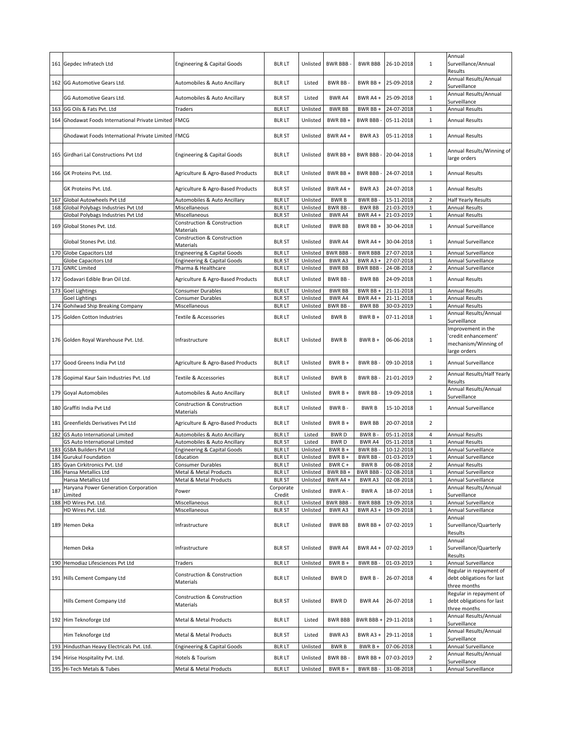| | | | | | | | | | |
|---|---|---|---|---|---|---|---|---|---|
| 161 | Gepdec Infratech Ltd | Engineering & Capital Goods | BLR LT | Unlisted | BWR BBB - | BWR BBB | 26-10-2018 | 1 | Annual Surveillance/Annual Results |
| 162 | GG Automotive Gears Ltd. | Automobiles & Auto Ancillary | BLR LT | Listed | BWR BB - | BWR BB + | 25-09-2018 | 2 | Annual Results/Annual Surveillance |
| | GG Automotive Gears Ltd. | Automobiles & Auto Ancillary | BLR ST | Listed | BWR A4 | BWR A4 + | 25-09-2018 | 1 | Annual Results/Annual Surveillance |
| 163 | GG Oils & Fats Pvt. Ltd | Traders | BLR LT | Unlisted | BWR BB | BWR BB + | 24-07-2018 | 1 | Annual Results |
| 164 | Ghodawat Foods International Private Limited | FMCG | BLR LT | Unlisted | BWR BB + | BWR BBB - | 05-11-2018 | 1 | Annual Results |
| | Ghodawat Foods International Private Limited | FMCG | BLR ST | Unlisted | BWR A4 + | BWR A3 | 05-11-2018 | 1 | Annual Results |
| 165 | Girdhari Lal Constructions Pvt Ltd | Engineering & Capital Goods | BLR LT | Unlisted | BWR BB + | BWR BBB - | 20-04-2018 | 1 | Annual Results/Winning of large orders |
| 166 | GK Proteins Pvt. Ltd. | Agriculture & Agro-Based Products | BLR LT | Unlisted | BWR BB + | BWR BBB - | 24-07-2018 | 1 | Annual Results |
| | GK Proteins Pvt. Ltd. | Agriculture & Agro-Based Products | BLR ST | Unlisted | BWR A4 + | BWR A3 | 24-07-2018 | 1 | Annual Results |
| 167 | Global Autowheels Pvt Ltd | Automobiles & Auto Ancillary | BLR LT | Unlisted | BWR B | BWR BB - | 15-11-2018 | 2 | Half Yearly Results |
| 168 | Global Polybags Industries Pvt Ltd | Miscellaneous | BLR LT | Unlisted | BWR BB - | BWR BB | 21-03-2019 | 1 | Annual Results |
| | Global Polybags Industries Pvt Ltd | Miscellaneous | BLR ST | Unlisted | BWR A4 | BWR A4 + | 21-03-2019 | 1 | Annual Results |
| 169 | Global Stones Pvt. Ltd. | Construction & Construction Materials | BLR LT | Unlisted | BWR BB | BWR BB + | 30-04-2018 | 1 | Annual Surveillance |
| | Global Stones Pvt. Ltd. | Construction & Construction Materials | BLR ST | Unlisted | BWR A4 | BWR A4 + | 30-04-2018 | 1 | Annual Surveillance |
| 170 | Globe Capacitors Ltd | Engineering & Capital Goods | BLR LT | Unlisted | BWR BBB - | BWR BBB | 27-07-2018 | 1 | Annual Surveillance |
| | Globe Capacitors Ltd | Engineering & Capital Goods | BLR ST | Unlisted | BWR A3 | BWR A3 + | 27-07-2018 | 1 | Annual Surveillance |
| 171 | GNRC Limited | Pharma & Healthcare | BLR LT | Unlisted | BWR BB | BWR BBB - | 24-08-2018 | 2 | Annual Surveillance |
| 172 | Godavari Edible Bran Oil Ltd. | Agriculture & Agro-Based Products | BLR LT | Unlisted | BWR BB - | BWR BB | 24-09-2018 | 1 | Annual Results |
| 173 | Goel Lightings | Consumer Durables | BLR LT | Unlisted | BWR BB | BWR BB + | 21-11-2018 | 1 | Annual Results |
| | Goel Lightings | Consumer Durables | BLR ST | Unlisted | BWR A4 | BWR A4 + | 21-11-2018 | 1 | Annual Results |
| 174 | Gohilwad Ship Breaking Company | Miscellaneous | BLR LT | Unlisted | BWR BB - | BWR BB | 30-03-2019 | 1 | Annual Results |
| 175 | Golden Cotton Industries | Textile & Accessories | BLR LT | Unlisted | BWR B | BWR B + | 07-11-2018 | 1 | Annual Results/Annual Surveillance |
| 176 | Golden Royal Warehouse Pvt. Ltd. | Infrastructure | BLR LT | Unlisted | BWR B | BWR B + | 06-06-2018 | 1 | Improvement in the 'credit enhancement' mechanism/Winning of large orders |
| 177 | Good Greens India Pvt Ltd | Agriculture & Agro-Based Products | BLR LT | Unlisted | BWR B + | BWR BB - | 09-10-2018 | 1 | Annual Surveillance |
| 178 | Gopimal Kaur Sain Industries Pvt. Ltd | Textile & Accessories | BLR LT | Unlisted | BWR B | BWR BB - | 21-01-2019 | 2 | Annual Results/Half Yearly Results |
| 179 | Goyal Automobiles | Automobiles & Auto Ancillary | BLR LT | Unlisted | BWR B + | BWR BB - | 19-09-2018 | 1 | Annual Results/Annual Surveillance |
| 180 | Graffiti India Pvt Ltd | Construction & Construction Materials | BLR LT | Unlisted | BWR B - | BWR B | 15-10-2018 | 1 | Annual Surveillance |
| 181 | Greenfields Derivatives Pvt Ltd | Agriculture & Agro-Based Products | BLR LT | Unlisted | BWR B + | BWR BB | 20-07-2018 | 2 | |
| 182 | GS Auto International Limited | Automobiles & Auto Ancillary | BLR LT | Listed | BWR D | BWR B - | 05-11-2018 | 4 | Annual Results |
| | GS Auto International Limited | Automobiles & Auto Ancillary | BLR ST | Listed | BWR D | BWR A4 | 05-11-2018 | 1 | Annual Results |
| 183 | GSBA Builders Pvt Ltd | Engineering & Capital Goods | BLR LT | Unlisted | BWR B + | BWR BB - | 10-12-2018 | 1 | Annual Surveillance |
| 184 | Gurukul Foundation | Education | BLR LT | Unlisted | BWR B + | BWR BB - | 01-03-2019 | 1 | Annual Surveillance |
| 185 | Gyan Cirkitronics Pvt. Ltd. | Consumer Durables | BLR LT | Unlisted | BWR C + | BWR B | 06-08-2018 | 2 | Annual Results |
| 186 | Hansa Metallics Ltd | Metal & Metal Products | BLR LT | Unlisted | BWR BB + | BWR BBB - | 02-08-2018 | 1 | Annual Surveillance |
| | Hansa Metallics Ltd | Metal & Metal Products | BLR ST | Unlisted | BWR A4 + | BWR A3 | 02-08-2018 | 1 | Annual Surveillance |
| 187 | Haryana Power Generation Corporation Limited | Power | Corporate Credit | Unlisted | BWR A - | BWR A | 18-07-2018 | 1 | Annual Results/Annual Surveillance |
| 188 | HD Wires Pvt. Ltd. | Miscellaneous | BLR LT | Unlisted | BWR BBB - | BWR BBB | 19-09-2018 | 1 | Annual Surveillance |
| | HD Wires Pvt. Ltd. | Miscellaneous | BLR ST | Unlisted | BWR A3 | BWR A3 + | 19-09-2018 | 1 | Annual Surveillance |
| 189 | Hemen Deka | Infrastructure | BLR LT | Unlisted | BWR BB | BWR BB + | 07-02-2019 | 1 | Annual Surveillance/Quarterly Results |
| | Hemen Deka | Infrastructure | BLR ST | Unlisted | BWR A4 | BWR A4 + | 07-02-2019 | 1 | Annual Surveillance/Quarterly Results |
| 190 | Hemodiaz Lifesciences Pvt Ltd | Traders | BLR LT | Unlisted | BWR B + | BWR BB - | 01-03-2019 | 1 | Annual Surveillance |
| 191 | Hills Cement Company Ltd | Construction & Construction Materials | BLR LT | Unlisted | BWR D | BWR B - | 26-07-2018 | 4 | Regular in repayment of debt obligations for last three months |
| | Hills Cement Company Ltd | Construction & Construction Materials | BLR ST | Unlisted | BWR D | BWR A4 | 26-07-2018 | 1 | Regular in repayment of debt obligations for last three months |
| 192 | Him Teknoforge Ltd | Metal & Metal Products | BLR LT | Listed | BWR BBB | BWR BBB + | 29-11-2018 | 1 | Annual Results/Annual Surveillance |
| | Him Teknoforge Ltd | Metal & Metal Products | BLR ST | Listed | BWR A3 | BWR A3 + | 29-11-2018 | 1 | Annual Results/Annual Surveillance |
| 193 | Hindusthan Heavy Electricals Pvt. Ltd. | Engineering & Capital Goods | BLR LT | Unlisted | BWR B | BWR B + | 07-06-2018 | 1 | Annual Surveillance |
| 194 | Hirise Hospitality Pvt. Ltd. | Hotels & Tourism | BLR LT | Unlisted | BWR BB - | BWR BB + | 07-03-2019 | 2 | Annual Results/Annual Surveillance |
| 195 | Hi-Tech Metals & Tubes | Metal & Metal Products | BLR LT | Unlisted | BWR B + | BWR BB - | 31-08-2018 | 1 | Annual Surveillance |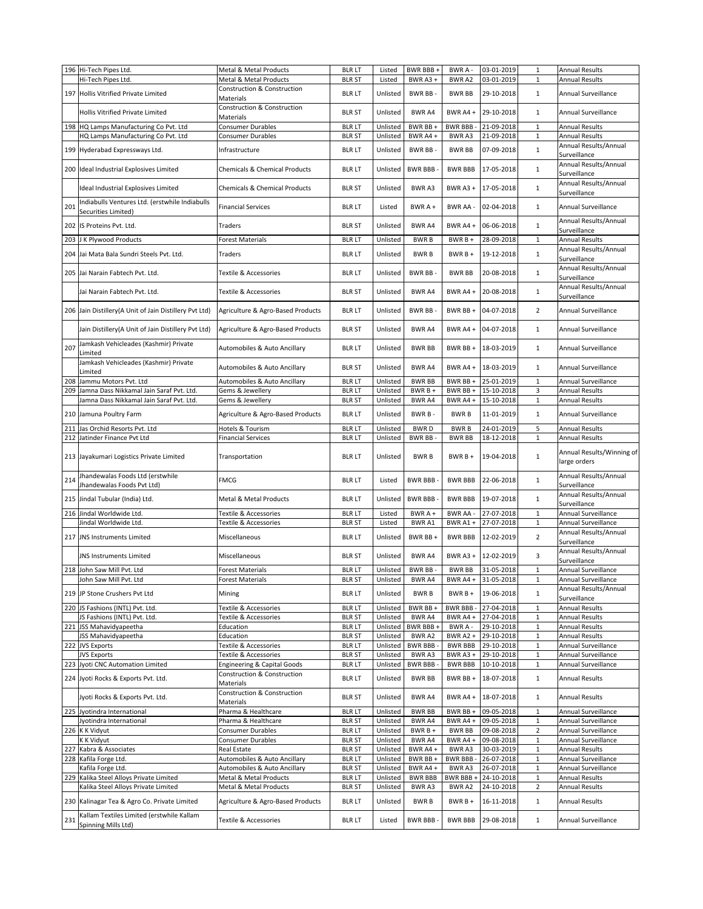| 196 | Hi-Tech Pipes Ltd. | Metal & Metal Products | BLR LT | Listed | BWR BBB + | BWR A - | 03-01-2019 | 1 | Annual Results |
|---|---|---|---|---|---|---|---|---|---|
| | Hi-Tech Pipes Ltd. | Metal & Metal Products | BLR ST | Listed | BWR A3 + | BWR A2 | 03-01-2019 | 1 | Annual Results |
| 197 | Hollis Vitrified Private Limited | Construction & Construction Materials | BLR LT | Unlisted | BWR BB - | BWR BB | 29-10-2018 | 1 | Annual Surveillance |
| | Hollis Vitrified Private Limited | Construction & Construction Materials | BLR ST | Unlisted | BWR A4 | BWR A4 + | 29-10-2018 | 1 | Annual Surveillance |
| 198 | HQ Lamps Manufacturing Co Pvt. Ltd | Consumer Durables | BLR LT | Unlisted | BWR BB + | BWR BBB - | 21-09-2018 | 1 | Annual Results |
| | HQ Lamps Manufacturing Co Pvt. Ltd | Consumer Durables | BLR ST | Unlisted | BWR A4 + | BWR A3 | 21-09-2018 | 1 | Annual Results |
| 199 | Hyderabad Expressways Ltd. | Infrastructure | BLR LT | Unlisted | BWR BB - | BWR BB | 07-09-2018 | 1 | Annual Results/Annual Surveillance |
| 200 | Ideal Industrial Explosives Limited | Chemicals & Chemical Products | BLR LT | Unlisted | BWR BBB - | BWR BBB | 17-05-2018 | 1 | Annual Results/Annual Surveillance |
| | Ideal Industrial Explosives Limited | Chemicals & Chemical Products | BLR ST | Unlisted | BWR A3 | BWR A3 + | 17-05-2018 | 1 | Annual Results/Annual Surveillance |
| 201 | Indiabulls Ventures Ltd. (erstwhile Indiabulls Securities Limited) | Financial Services | BLR LT | Listed | BWR A + | BWR AA - | 02-04-2018 | 1 | Annual Surveillance |
| 202 | IS Proteins Pvt. Ltd. | Traders | BLR ST | Unlisted | BWR A4 | BWR A4 + | 06-06-2018 | 1 | Annual Results/Annual Surveillance |
| 203 | J K Plywood Products | Forest Materials | BLR LT | Unlisted | BWR B | BWR B + | 28-09-2018 | 1 | Annual Results |
| 204 | Jai Mata Bala Sundri Steels Pvt. Ltd. | Traders | BLR LT | Unlisted | BWR B | BWR B + | 19-12-2018 | 1 | Annual Results/Annual Surveillance |
| 205 | Jai Narain Fabtech Pvt. Ltd. | Textile & Accessories | BLR LT | Unlisted | BWR BB - | BWR BB | 20-08-2018 | 1 | Annual Results/Annual Surveillance |
| | Jai Narain Fabtech Pvt. Ltd. | Textile & Accessories | BLR ST | Unlisted | BWR A4 | BWR A4 + | 20-08-2018 | 1 | Annual Results/Annual Surveillance |
| 206 | Jain Distillery(A Unit of Jain Distillery Pvt Ltd) | Agriculture & Agro-Based Products | BLR LT | Unlisted | BWR BB - | BWR BB + | 04-07-2018 | 2 | Annual Surveillance |
| | Jain Distillery(A Unit of Jain Distillery Pvt Ltd) | Agriculture & Agro-Based Products | BLR ST | Unlisted | BWR A4 | BWR A4 + | 04-07-2018 | 1 | Annual Surveillance |
| 207 | Jamkash Vehicleades (Kashmir) Private Limited | Automobiles & Auto Ancillary | BLR LT | Unlisted | BWR BB | BWR BB + | 18-03-2019 | 1 | Annual Surveillance |
| | Jamkash Vehicleades (Kashmir) Private Limited | Automobiles & Auto Ancillary | BLR ST | Unlisted | BWR A4 | BWR A4 + | 18-03-2019 | 1 | Annual Surveillance |
| 208 | Jammu Motors Pvt. Ltd | Automobiles & Auto Ancillary | BLR LT | Unlisted | BWR BB | BWR BB + | 25-01-2019 | 1 | Annual Surveillance |
| 209 | Jamna Dass Nikkamal Jain Saraf Pvt. Ltd. | Gems & Jewellery | BLR LT | Unlisted | BWR B + | BWR BB + | 15-10-2018 | 3 | Annual Results |
| | Jamna Dass Nikkamal Jain Saraf Pvt. Ltd. | Gems & Jewellery | BLR ST | Unlisted | BWR A4 | BWR A4 + | 15-10-2018 | 1 | Annual Results |
| 210 | Jamuna Poultry Farm | Agriculture & Agro-Based Products | BLR LT | Unlisted | BWR B - | BWR B | 11-01-2019 | 1 | Annual Surveillance |
| 211 | Jas Orchid Resorts Pvt. Ltd | Hotels & Tourism | BLR LT | Unlisted | BWR D | BWR B | 24-01-2019 | 5 | Annual Results |
| 212 | Jatinder Finance Pvt Ltd | Financial Services | BLR LT | Unlisted | BWR BB - | BWR BB | 18-12-2018 | 1 | Annual Results |
| 213 | Jayakumari Logistics Private Limited | Transportation | BLR LT | Unlisted | BWR B | BWR B + | 19-04-2018 | 1 | Annual Results/Winning of large orders |
| 214 | Jhandewalas Foods Ltd (erstwhile Jhandewalas Foods Pvt Ltd) | FMCG | BLR LT | Listed | BWR BBB - | BWR BBB | 22-06-2018 | 1 | Annual Results/Annual Surveillance |
| 215 | Jindal Tubular (India) Ltd. | Metal & Metal Products | BLR LT | Unlisted | BWR BBB - | BWR BBB | 19-07-2018 | 1 | Annual Results/Annual Surveillance |
| 216 | Jindal Worldwide Ltd. | Textile & Accessories | BLR LT | Listed | BWR A + | BWR AA - | 27-07-2018 | 1 | Annual Surveillance |
| | Jindal Worldwide Ltd. | Textile & Accessories | BLR ST | Listed | BWR A1 | BWR A1 + | 27-07-2018 | 1 | Annual Surveillance |
| 217 | JNS Instruments Limited | Miscellaneous | BLR LT | Unlisted | BWR BB + | BWR BBB | 12-02-2019 | 2 | Annual Results/Annual Surveillance |
| | JNS Instruments Limited | Miscellaneous | BLR ST | Unlisted | BWR A4 | BWR A3 + | 12-02-2019 | 3 | Annual Results/Annual Surveillance |
| 218 | John Saw Mill Pvt. Ltd | Forest Materials | BLR LT | Unlisted | BWR BB - | BWR BB | 31-05-2018 | 1 | Annual Surveillance |
| | John Saw Mill Pvt. Ltd | Forest Materials | BLR ST | Unlisted | BWR A4 | BWR A4 + | 31-05-2018 | 1 | Annual Surveillance |
| 219 | JP Stone Crushers Pvt Ltd | Mining | BLR LT | Unlisted | BWR B | BWR B + | 19-06-2018 | 1 | Annual Results/Annual Surveillance |
| 220 | JS Fashions (INTL) Pvt. Ltd. | Textile & Accessories | BLR LT | Unlisted | BWR BB + | BWR BBB - | 27-04-2018 | 1 | Annual Results |
| | JS Fashions (INTL) Pvt. Ltd. | Textile & Accessories | BLR ST | Unlisted | BWR A4 | BWR A4 + | 27-04-2018 | 1 | Annual Results |
| 221 | JSS Mahavidyapeetha | Education | BLR LT | Unlisted | BWR BBB + | BWR A - | 29-10-2018 | 1 | Annual Results |
| | JSS Mahavidyapeetha | Education | BLR ST | Unlisted | BWR A2 | BWR A2 + | 29-10-2018 | 1 | Annual Results |
| 222 | JVS Exports | Textile & Accessories | BLR LT | Unlisted | BWR BBB - | BWR BBB | 29-10-2018 | 1 | Annual Surveillance |
| | JVS Exports | Textile & Accessories | BLR ST | Unlisted | BWR A3 | BWR A3 + | 29-10-2018 | 1 | Annual Surveillance |
| 223 | Jyoti CNC Automation Limited | Engineering & Capital Goods | BLR LT | Unlisted | BWR BBB - | BWR BBB | 10-10-2018 | 1 | Annual Surveillance |
| 224 | Jyoti Rocks & Exports Pvt. Ltd. | Construction & Construction Materials | BLR LT | Unlisted | BWR BB | BWR BB + | 18-07-2018 | 1 | Annual Results |
| | Jyoti Rocks & Exports Pvt. Ltd. | Construction & Construction Materials | BLR ST | Unlisted | BWR A4 | BWR A4 + | 18-07-2018 | 1 | Annual Results |
| 225 | Jyotindra International | Pharma & Healthcare | BLR LT | Unlisted | BWR BB | BWR BB + | 09-05-2018 | 1 | Annual Surveillance |
| | Jyotindra International | Pharma & Healthcare | BLR ST | Unlisted | BWR A4 | BWR A4 + | 09-05-2018 | 1 | Annual Surveillance |
| 226 | K K Vidyut | Consumer Durables | BLR LT | Unlisted | BWR B + | BWR BB | 09-08-2018 | 2 | Annual Surveillance |
| | K K Vidyut | Consumer Durables | BLR ST | Unlisted | BWR A4 | BWR A4 + | 09-08-2018 | 1 | Annual Surveillance |
| 227 | Kabra & Associates | Real Estate | BLR ST | Unlisted | BWR A4 + | BWR A3 | 30-03-2019 | 1 | Annual Results |
| 228 | Kafila Forge Ltd. | Automobiles & Auto Ancillary | BLR LT | Unlisted | BWR BB + | BWR BBB - | 26-07-2018 | 1 | Annual Surveillance |
| | Kafila Forge Ltd. | Automobiles & Auto Ancillary | BLR ST | Unlisted | BWR A4 + | BWR A3 | 26-07-2018 | 1 | Annual Surveillance |
| 229 | Kalika Steel Alloys Private Limited | Metal & Metal Products | BLR LT | Unlisted | BWR BBB | BWR BBB + | 24-10-2018 | 1 | Annual Results |
| | Kalika Steel Alloys Private Limited | Metal & Metal Products | BLR ST | Unlisted | BWR A3 | BWR A2 | 24-10-2018 | 2 | Annual Results |
| 230 | Kalinagar Tea & Agro Co. Private Limited | Agriculture & Agro-Based Products | BLR LT | Unlisted | BWR B | BWR B + | 16-11-2018 | 1 | Annual Results |
| 231 | Kallam Textiles Limited (erstwhile Kallam Spinning Mills Ltd) | Textile & Accessories | BLR LT | Listed | BWR BBB - | BWR BBB | 29-08-2018 | 1 | Annual Surveillance |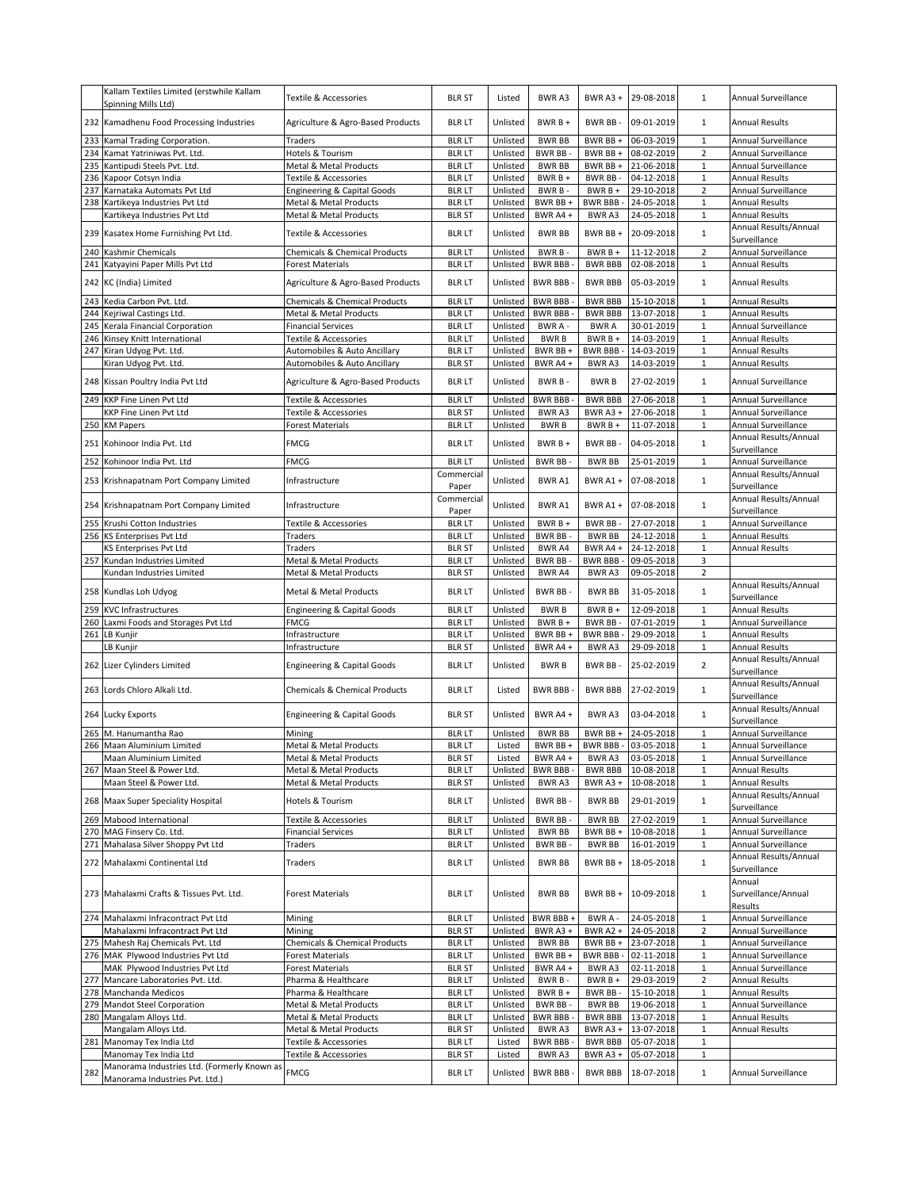| | | | | | | | | | |
|---|---|---|---|---|---|---|---|---|---|
| | Kallam Textiles Limited (erstwhile Kallam Spinning Mills Ltd) | Textile & Accessories | BLR ST | Listed | BWR A3 | BWR A3 + | 29-08-2018 | 1 | Annual Surveillance |
| 232 | Kamadhenu Food Processing Industries | Agriculture & Agro-Based Products | BLR LT | Unlisted | BWR B + | BWR BB - | 09-01-2019 | 1 | Annual Results |
| 233 | Kamal Trading Corporation. | Traders | BLR LT | Unlisted | BWR BB | BWR BB + | 06-03-2019 | 1 | Annual Surveillance |
| 234 | Kamat Yatriniwas Pvt. Ltd. | Hotels & Tourism | BLR LT | Unlisted | BWR BB - | BWR BB + | 08-02-2019 | 2 | Annual Surveillance |
| 235 | Kantipudi Steels Pvt. Ltd. | Metal & Metal Products | BLR LT | Unlisted | BWR BB | BWR BB + | 21-06-2018 | 1 | Annual Surveillance |
| 236 | Kapoor Cotsyn India | Textile & Accessories | BLR LT | Unlisted | BWR B + | BWR BB - | 04-12-2018 | 1 | Annual Results |
| 237 | Karnataka Automats Pvt Ltd | Engineering & Capital Goods | BLR LT | Unlisted | BWR B - | BWR B + | 29-10-2018 | 2 | Annual Surveillance |
| 238 | Kartikeya Industries Pvt Ltd | Metal & Metal Products | BLR LT | Unlisted | BWR BB + | BWR BBB - | 24-05-2018 | 1 | Annual Results |
| | Kartikeya Industries Pvt Ltd | Metal & Metal Products | BLR ST | Unlisted | BWR A4 + | BWR A3 | 24-05-2018 | 1 | Annual Results |
| 239 | Kasatex Home Furnishing Pvt Ltd. | Textile & Accessories | BLR LT | Unlisted | BWR BB | BWR BB + | 20-09-2018 | 1 | Annual Results/Annual Surveillance |
| 240 | Kashmir Chemicals | Chemicals & Chemical Products | BLR LT | Unlisted | BWR B - | BWR B + | 11-12-2018 | 2 | Annual Surveillance |
| 241 | Katyayini Paper Mills Pvt Ltd | Forest Materials | BLR LT | Unlisted | BWR BBB - | BWR BBB | 02-08-2018 | 1 | Annual Results |
| 242 | KC (India) Limited | Agriculture & Agro-Based Products | BLR LT | Unlisted | BWR BBB - | BWR BBB | 05-03-2019 | 1 | Annual Results |
| 243 | Kedia Carbon Pvt. Ltd. | Chemicals & Chemical Products | BLR LT | Unlisted | BWR BBB - | BWR BBB | 15-10-2018 | 1 | Annual Results |
| 244 | Kejriwal Castings Ltd. | Metal & Metal Products | BLR LT | Unlisted | BWR BBB - | BWR BBB | 13-07-2018 | 1 | Annual Results |
| 245 | Kerala Financial Corporation | Financial Services | BLR LT | Unlisted | BWR A - | BWR A | 30-01-2019 | 1 | Annual Surveillance |
| 246 | Kinsey Knitt International | Textile & Accessories | BLR LT | Unlisted | BWR B | BWR B + | 14-03-2019 | 1 | Annual Results |
| 247 | Kiran Udyog Pvt. Ltd. | Automobiles & Auto Ancillary | BLR LT | Unlisted | BWR BB + | BWR BBB - | 14-03-2019 | 1 | Annual Results |
| | Kiran Udyog Pvt. Ltd. | Automobiles & Auto Ancillary | BLR ST | Unlisted | BWR A4 + | BWR A3 | 14-03-2019 | 1 | Annual Results |
| 248 | Kissan Poultry India Pvt Ltd | Agriculture & Agro-Based Products | BLR LT | Unlisted | BWR B - | BWR B | 27-02-2019 | 1 | Annual Surveillance |
| 249 | KKP Fine Linen Pvt Ltd | Textile & Accessories | BLR LT | Unlisted | BWR BBB - | BWR BBB | 27-06-2018 | 1 | Annual Surveillance |
| | KKP Fine Linen Pvt Ltd | Textile & Accessories | BLR ST | Unlisted | BWR A3 | BWR A3 + | 27-06-2018 | 1 | Annual Surveillance |
| 250 | KM Papers | Forest Materials | BLR LT | Unlisted | BWR B | BWR B + | 11-07-2018 | 1 | Annual Surveillance |
| 251 | Kohinoor India Pvt. Ltd | FMCG | BLR LT | Unlisted | BWR B + | BWR BB - | 04-05-2018 | 1 | Annual Results/Annual Surveillance |
| 252 | Kohinoor India Pvt. Ltd | FMCG | BLR LT | Unlisted | BWR BB - | BWR BB | 25-01-2019 | 1 | Annual Surveillance |
| 253 | Krishnapatnam Port Company Limited | Infrastructure | Commercial Paper | Unlisted | BWR A1 | BWR A1 + | 07-08-2018 | 1 | Annual Results/Annual Surveillance |
| 254 | Krishnapatnam Port Company Limited | Infrastructure | Commercial Paper | Unlisted | BWR A1 | BWR A1 + | 07-08-2018 | 1 | Annual Results/Annual Surveillance |
| 255 | Krushi Cotton Industries | Textile & Accessories | BLR LT | Unlisted | BWR B + | BWR BB - | 27-07-2018 | 1 | Annual Surveillance |
| 256 | KS Enterprises Pvt Ltd | Traders | BLR LT | Unlisted | BWR BB - | BWR BB | 24-12-2018 | 1 | Annual Results |
| | KS Enterprises Pvt Ltd | Traders | BLR ST | Unlisted | BWR A4 | BWR A4 + | 24-12-2018 | 1 | Annual Results |
| 257 | Kundan Industries Limited | Metal & Metal Products | BLR LT | Unlisted | BWR BB - | BWR BBB - | 09-05-2018 | 3 | |
| | Kundan Industries Limited | Metal & Metal Products | BLR ST | Unlisted | BWR A4 | BWR A3 | 09-05-2018 | 2 | |
| 258 | Kundlas Loh Udyog | Metal & Metal Products | BLR LT | Unlisted | BWR BB - | BWR BB | 31-05-2018 | 1 | Annual Results/Annual Surveillance |
| 259 | KVC Infrastructures | Engineering & Capital Goods | BLR LT | Unlisted | BWR B | BWR B + | 12-09-2018 | 1 | Annual Results |
| 260 | Laxmi Foods and Storages Pvt Ltd | FMCG | BLR LT | Unlisted | BWR B + | BWR BB - | 07-01-2019 | 1 | Annual Surveillance |
| 261 | LB Kunjir | Infrastructure | BLR LT | Unlisted | BWR BB + | BWR BBB - | 29-09-2018 | 1 | Annual Results |
| | LB Kunjir | Infrastructure | BLR ST | Unlisted | BWR A4 + | BWR A3 | 29-09-2018 | 1 | Annual Results |
| 262 | Lizer Cylinders Limited | Engineering & Capital Goods | BLR LT | Unlisted | BWR B | BWR BB - | 25-02-2019 | 2 | Annual Results/Annual Surveillance |
| 263 | Lords Chloro Alkali Ltd. | Chemicals & Chemical Products | BLR LT | Listed | BWR BBB - | BWR BBB | 27-02-2019 | 1 | Annual Results/Annual Surveillance |
| 264 | Lucky Exports | Engineering & Capital Goods | BLR ST | Unlisted | BWR A4 + | BWR A3 | 03-04-2018 | 1 | Annual Results/Annual Surveillance |
| 265 | M. Hanumantha Rao | Mining | BLR LT | Unlisted | BWR BB | BWR BB + | 24-05-2018 | 1 | Annual Surveillance |
| 266 | Maan Aluminium Limited | Metal & Metal Products | BLR LT | Listed | BWR BB + | BWR BBB - | 03-05-2018 | 1 | Annual Surveillance |
| | Maan Aluminium Limited | Metal & Metal Products | BLR ST | Listed | BWR A4 + | BWR A3 | 03-05-2018 | 1 | Annual Surveillance |
| 267 | Maan Steel & Power Ltd. | Metal & Metal Products | BLR LT | Unlisted | BWR BBB - | BWR BBB | 10-08-2018 | 1 | Annual Results |
| | Maan Steel & Power Ltd. | Metal & Metal Products | BLR ST | Unlisted | BWR A3 | BWR A3 + | 10-08-2018 | 1 | Annual Results |
| 268 | Maax Super Speciality Hospital | Hotels & Tourism | BLR LT | Unlisted | BWR BB - | BWR BB | 29-01-2019 | 1 | Annual Results/Annual Surveillance |
| 269 | Mabood International | Textile & Accessories | BLR LT | Unlisted | BWR BB - | BWR BB | 27-02-2019 | 1 | Annual Surveillance |
| 270 | MAG Finserv Co. Ltd. | Financial Services | BLR LT | Unlisted | BWR BB | BWR BB + | 10-08-2018 | 1 | Annual Surveillance |
| 271 | Mahalasa Silver Shoppy Pvt Ltd | Traders | BLR LT | Unlisted | BWR BB - | BWR BB | 16-01-2019 | 1 | Annual Surveillance |
| 272 | Mahalaxmi Continental Ltd | Traders | BLR LT | Unlisted | BWR BB | BWR BB + | 18-05-2018 | 1 | Annual Results/Annual Surveillance |
| 273 | Mahalaxmi Crafts & Tissues Pvt. Ltd. | Forest Materials | BLR LT | Unlisted | BWR BB | BWR BB + | 10-09-2018 | 1 | Annual Surveillance/Annual Results |
| 274 | Mahalaxmi Infracontract Pvt Ltd | Mining | BLR LT | Unlisted | BWR BBB + | BWR A - | 24-05-2018 | 1 | Annual Surveillance |
| | Mahalaxmi Infracontract Pvt Ltd | Mining | BLR ST | Unlisted | BWR A3 + | BWR A2 + | 24-05-2018 | 2 | Annual Surveillance |
| 275 | Mahesh Raj Chemicals Pvt. Ltd | Chemicals & Chemical Products | BLR LT | Unlisted | BWR BB | BWR BB + | 23-07-2018 | 1 | Annual Surveillance |
| 276 | MAK Plywood Industries Pvt Ltd | Forest Materials | BLR LT | Unlisted | BWR BB + | BWR BBB - | 02-11-2018 | 1 | Annual Surveillance |
| | MAK Plywood Industries Pvt Ltd | Forest Materials | BLR ST | Unlisted | BWR A4 + | BWR A3 | 02-11-2018 | 1 | Annual Surveillance |
| 277 | Mancare Laboratories Pvt. Ltd. | Pharma & Healthcare | BLR LT | Unlisted | BWR B - | BWR B + | 29-03-2019 | 2 | Annual Results |
| 278 | Manchanda Medicos | Pharma & Healthcare | BLR LT | Unlisted | BWR B + | BWR BB - | 15-10-2018 | 1 | Annual Results |
| 279 | Mandot Steel Corporation | Metal & Metal Products | BLR LT | Unlisted | BWR BB - | BWR BB | 19-06-2018 | 1 | Annual Surveillance |
| 280 | Mangalam Alloys Ltd. | Metal & Metal Products | BLR LT | Unlisted | BWR BBB - | BWR BBB | 13-07-2018 | 1 | Annual Results |
| | Mangalam Alloys Ltd. | Metal & Metal Products | BLR ST | Unlisted | BWR A3 | BWR A3 + | 13-07-2018 | 1 | Annual Results |
| 281 | Manomay Tex India Ltd | Textile & Accessories | BLR LT | Listed | BWR BBB - | BWR BBB | 05-07-2018 | 1 | |
| | Manomay Tex India Ltd | Textile & Accessories | BLR ST | Listed | BWR A3 | BWR A3 + | 05-07-2018 | 1 | |
| 282 | Manorama Industries Ltd. (Formerly Known as Manorama Industries Pvt. Ltd.) | FMCG | BLR LT | Unlisted | BWR BBB - | BWR BBB | 18-07-2018 | 1 | Annual Surveillance |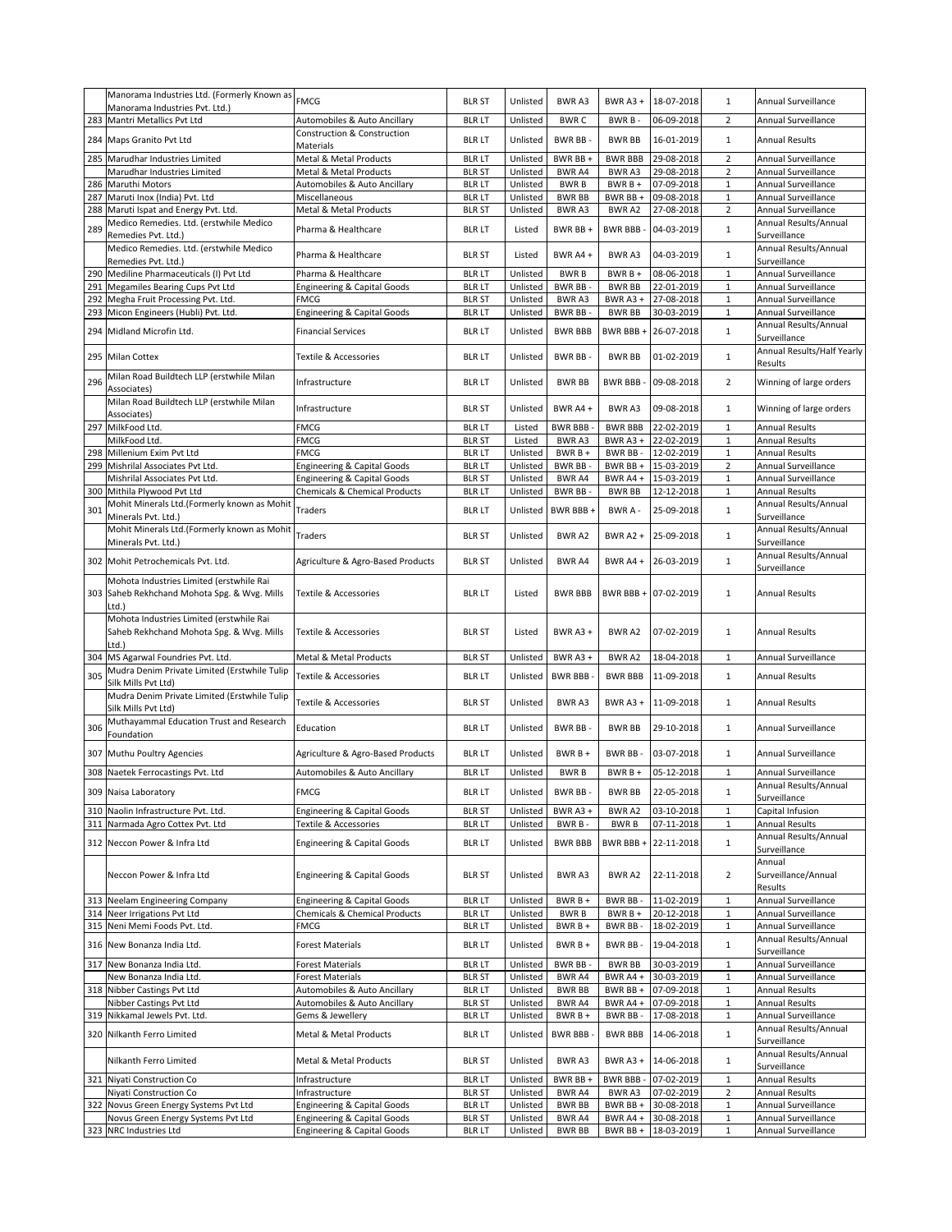|  |  |  |  |  |  |  |  |  |  |
|---|---|---|---|---|---|---|---|---|---|
|  | Manorama Industries Ltd. (Formerly Known as Manorama Industries Pvt. Ltd.) | FMCG | BLR ST | Unlisted | BWR A3 | BWR A3 + | 18-07-2018 | 1 | Annual Surveillance |
| 283 | Mantri Metallics Pvt Ltd | Automobiles & Auto Ancillary | BLR LT | Unlisted | BWR C | BWR B - | 06-09-2018 | 2 | Annual Surveillance |
| 284 | Maps Granito Pvt Ltd | Construction & Construction Materials | BLR LT | Unlisted | BWR BB - | BWR BB | 16-01-2019 | 1 | Annual Results |
| 285 | Marudhar Industries Limited | Metal & Metal Products | BLR LT | Unlisted | BWR BB + | BWR BBB | 29-08-2018 | 2 | Annual Surveillance |
|  | Marudhar Industries Limited | Metal & Metal Products | BLR ST | Unlisted | BWR A4 | BWR A3 | 29-08-2018 | 2 | Annual Surveillance |
| 286 | Maruthi Motors | Automobiles & Auto Ancillary | BLR LT | Unlisted | BWR B | BWR B + | 07-09-2018 | 1 | Annual Surveillance |
| 287 | Maruti Inox (India) Pvt. Ltd | Miscellaneous | BLR LT | Unlisted | BWR BB | BWR BB + | 09-08-2018 | 1 | Annual Surveillance |
| 288 | Maruti Ispat and Energy Pvt. Ltd. | Metal & Metal Products | BLR ST | Unlisted | BWR A3 | BWR A2 | 27-08-2018 | 2 | Annual Surveillance |
| 289 | Medico Remedies. Ltd. (erstwhile Medico Remedies Pvt. Ltd.) | Pharma & Healthcare | BLR LT | Listed | BWR BB + | BWR BBB - | 04-03-2019 | 1 | Annual Results/Annual Surveillance |
|  | Medico Remedies. Ltd. (erstwhile Medico Remedies Pvt. Ltd.) | Pharma & Healthcare | BLR ST | Listed | BWR A4 + | BWR A3 | 04-03-2019 | 1 | Annual Results/Annual Surveillance |
| 290 | Mediline Pharmaceuticals (I) Pvt Ltd | Pharma & Healthcare | BLR LT | Unlisted | BWR B | BWR B + | 08-06-2018 | 1 | Annual Surveillance |
| 291 | Megamiles Bearing Cups Pvt Ltd | Engineering & Capital Goods | BLR LT | Unlisted | BWR BB - | BWR BB | 22-01-2019 | 1 | Annual Surveillance |
| 292 | Megha Fruit Processing Pvt. Ltd. | FMCG | BLR ST | Unlisted | BWR A3 | BWR A3 + | 27-08-2018 | 1 | Annual Surveillance |
| 293 | Micon Engineers (Hubli) Pvt. Ltd. | Engineering & Capital Goods | BLR LT | Unlisted | BWR BB - | BWR BB | 30-03-2019 | 1 | Annual Surveillance |
| 294 | Midland Microfin Ltd. | Financial Services | BLR LT | Unlisted | BWR BBB | BWR BBB + | 26-07-2018 | 1 | Annual Results/Annual Surveillance |
| 295 | Milan Cottex | Textile & Accessories | BLR LT | Unlisted | BWR BB - | BWR BB | 01-02-2019 | 1 | Annual Results/Half Yearly Results |
| 296 | Milan Road Buildtech LLP (erstwhile Milan Associates) | Infrastructure | BLR LT | Unlisted | BWR BB | BWR BBB - | 09-08-2018 | 2 | Winning of large orders |
|  | Milan Road Buildtech LLP (erstwhile Milan Associates) | Infrastructure | BLR ST | Unlisted | BWR A4 + | BWR A3 | 09-08-2018 | 1 | Winning of large orders |
| 297 | MilkFood Ltd. | FMCG | BLR LT | Listed | BWR BBB - | BWR BBB | 22-02-2019 | 1 | Annual Results |
|  | MilkFood Ltd. | FMCG | BLR ST | Listed | BWR A3 | BWR A3 + | 22-02-2019 | 1 | Annual Results |
| 298 | Millenium Exim Pvt Ltd | FMCG | BLR LT | Unlisted | BWR B + | BWR BB - | 12-02-2019 | 1 | Annual Results |
| 299 | Mishrilal Associates Pvt Ltd. | Engineering & Capital Goods | BLR LT | Unlisted | BWR BB - | BWR BB + | 15-03-2019 | 2 | Annual Surveillance |
|  | Mishrilal Associates Pvt Ltd. | Engineering & Capital Goods | BLR ST | Unlisted | BWR A4 | BWR A4 + | 15-03-2019 | 1 | Annual Surveillance |
| 300 | Mithila Plywood Pvt Ltd | Chemicals & Chemical Products | BLR LT | Unlisted | BWR BB - | BWR BB | 12-12-2018 | 1 | Annual Results |
| 301 | Mohit Minerals Ltd.(Formerly known as Mohit Minerals Pvt. Ltd.) | Traders | BLR LT | Unlisted | BWR BBB + | BWR A - | 25-09-2018 | 1 | Annual Results/Annual Surveillance |
|  | Mohit Minerals Ltd.(Formerly known as Mohit Minerals Pvt. Ltd.) | Traders | BLR ST | Unlisted | BWR A2 | BWR A2 + | 25-09-2018 | 1 | Annual Results/Annual Surveillance |
| 302 | Mohit Petrochemicals Pvt. Ltd. | Agriculture & Agro-Based Products | BLR ST | Unlisted | BWR A4 | BWR A4 + | 26-03-2019 | 1 | Annual Results/Annual Surveillance |
| 303 | Mohota Industries Limited (erstwhile Rai Saheb Rekhchand Mohota Spg. & Wvg. Mills Ltd.) | Textile & Accessories | BLR LT | Listed | BWR BBB | BWR BBB + | 07-02-2019 | 1 | Annual Results |
|  | Mohota Industries Limited (erstwhile Rai Saheb Rekhchand Mohota Spg. & Wvg. Mills Ltd.) | Textile & Accessories | BLR ST | Listed | BWR A3 + | BWR A2 | 07-02-2019 | 1 | Annual Results |
| 304 | MS Agarwal Foundries Pvt. Ltd. | Metal & Metal Products | BLR ST | Unlisted | BWR A3 + | BWR A2 | 18-04-2018 | 1 | Annual Surveillance |
| 305 | Mudra Denim Private Limited (Erstwhile Tulip Silk Mills Pvt Ltd) | Textile & Accessories | BLR LT | Unlisted | BWR BBB - | BWR BBB | 11-09-2018 | 1 | Annual Results |
|  | Mudra Denim Private Limited (Erstwhile Tulip Silk Mills Pvt Ltd) | Textile & Accessories | BLR ST | Unlisted | BWR A3 | BWR A3 + | 11-09-2018 | 1 | Annual Results |
| 306 | Muthayammal Education Trust and Research Foundation | Education | BLR LT | Unlisted | BWR BB - | BWR BB | 29-10-2018 | 1 | Annual Surveillance |
| 307 | Muthu Poultry Agencies | Agriculture & Agro-Based Products | BLR LT | Unlisted | BWR B + | BWR BB - | 03-07-2018 | 1 | Annual Surveillance |
| 308 | Naetek Ferrocastings Pvt. Ltd | Automobiles & Auto Ancillary | BLR LT | Unlisted | BWR B | BWR B + | 05-12-2018 | 1 | Annual Surveillance |
| 309 | Naisa Laboratory | FMCG | BLR LT | Unlisted | BWR BB - | BWR BB | 22-05-2018 | 1 | Annual Results/Annual Surveillance |
| 310 | Naolin Infrastructure Pvt. Ltd. | Engineering & Capital Goods | BLR ST | Unlisted | BWR A3 + | BWR A2 | 03-10-2018 | 1 | Capital Infusion |
| 311 | Narmada Agro Cottex Pvt. Ltd | Textile & Accessories | BLR LT | Unlisted | BWR B - | BWR B | 07-11-2018 | 1 | Annual Results |
| 312 | Neccon Power & Infra Ltd | Engineering & Capital Goods | BLR LT | Unlisted | BWR BBB | BWR BBB + | 22-11-2018 | 1 | Annual Results/Annual Surveillance |
|  | Neccon Power & Infra Ltd | Engineering & Capital Goods | BLR ST | Unlisted | BWR A3 | BWR A2 | 22-11-2018 | 2 | Annual Surveillance/Annual Results |
| 313 | Neelam Engineering Company | Engineering & Capital Goods | BLR LT | Unlisted | BWR B + | BWR BB - | 11-02-2019 | 1 | Annual Surveillance |
| 314 | Neer Irrigations Pvt Ltd | Chemicals & Chemical Products | BLR LT | Unlisted | BWR B | BWR B + | 20-12-2018 | 1 | Annual Surveillance |
| 315 | Neni Memi Foods Pvt. Ltd. | FMCG | BLR LT | Unlisted | BWR B + | BWR BB - | 18-02-2019 | 1 | Annual Surveillance |
| 316 | New Bonanza India Ltd. | Forest Materials | BLR LT | Unlisted | BWR B + | BWR BB - | 19-04-2018 | 1 | Annual Results/Annual Surveillance |
| 317 | New Bonanza India Ltd. | Forest Materials | BLR LT | Unlisted | BWR BB - | BWR BB | 30-03-2019 | 1 | Annual Surveillance |
|  | New Bonanza India Ltd. | Forest Materials | BLR ST | Unlisted | BWR A4 | BWR A4 + | 30-03-2019 | 1 | Annual Surveillance |
| 318 | Nibber Castings Pvt Ltd | Automobiles & Auto Ancillary | BLR LT | Unlisted | BWR BB | BWR BB + | 07-09-2018 | 1 | Annual Results |
|  | Nibber Castings Pvt Ltd | Automobiles & Auto Ancillary | BLR ST | Unlisted | BWR A4 | BWR A4 + | 07-09-2018 | 1 | Annual Results |
| 319 | Nikkamal Jewels Pvt. Ltd. | Gems & Jewellery | BLR LT | Unlisted | BWR B + | BWR BB - | 17-08-2018 | 1 | Annual Surveillance |
| 320 | Nilkanth Ferro Limited | Metal & Metal Products | BLR LT | Unlisted | BWR BBB - | BWR BBB | 14-06-2018 | 1 | Annual Results/Annual Surveillance |
|  | Nilkanth Ferro Limited | Metal & Metal Products | BLR ST | Unlisted | BWR A3 | BWR A3 + | 14-06-2018 | 1 | Annual Results/Annual Surveillance |
| 321 | Niyati Construction Co | Infrastructure | BLR LT | Unlisted | BWR BB + | BWR BBB - | 07-02-2019 | 1 | Annual Results |
|  | Niyati Construction Co | Infrastructure | BLR ST | Unlisted | BWR A4 | BWR A3 | 07-02-2019 | 2 | Annual Results |
| 322 | Novus Green Energy Systems Pvt Ltd | Engineering & Capital Goods | BLR LT | Unlisted | BWR BB | BWR BB + | 30-08-2018 | 1 | Annual Surveillance |
|  | Novus Green Energy Systems Pvt Ltd | Engineering & Capital Goods | BLR ST | Unlisted | BWR A4 | BWR A4 + | 30-08-2018 | 1 | Annual Surveillance |
| 323 | NRC Industries Ltd | Engineering & Capital Goods | BLR LT | Unlisted | BWR BB | BWR BB + | 18-03-2019 | 1 | Annual Surveillance |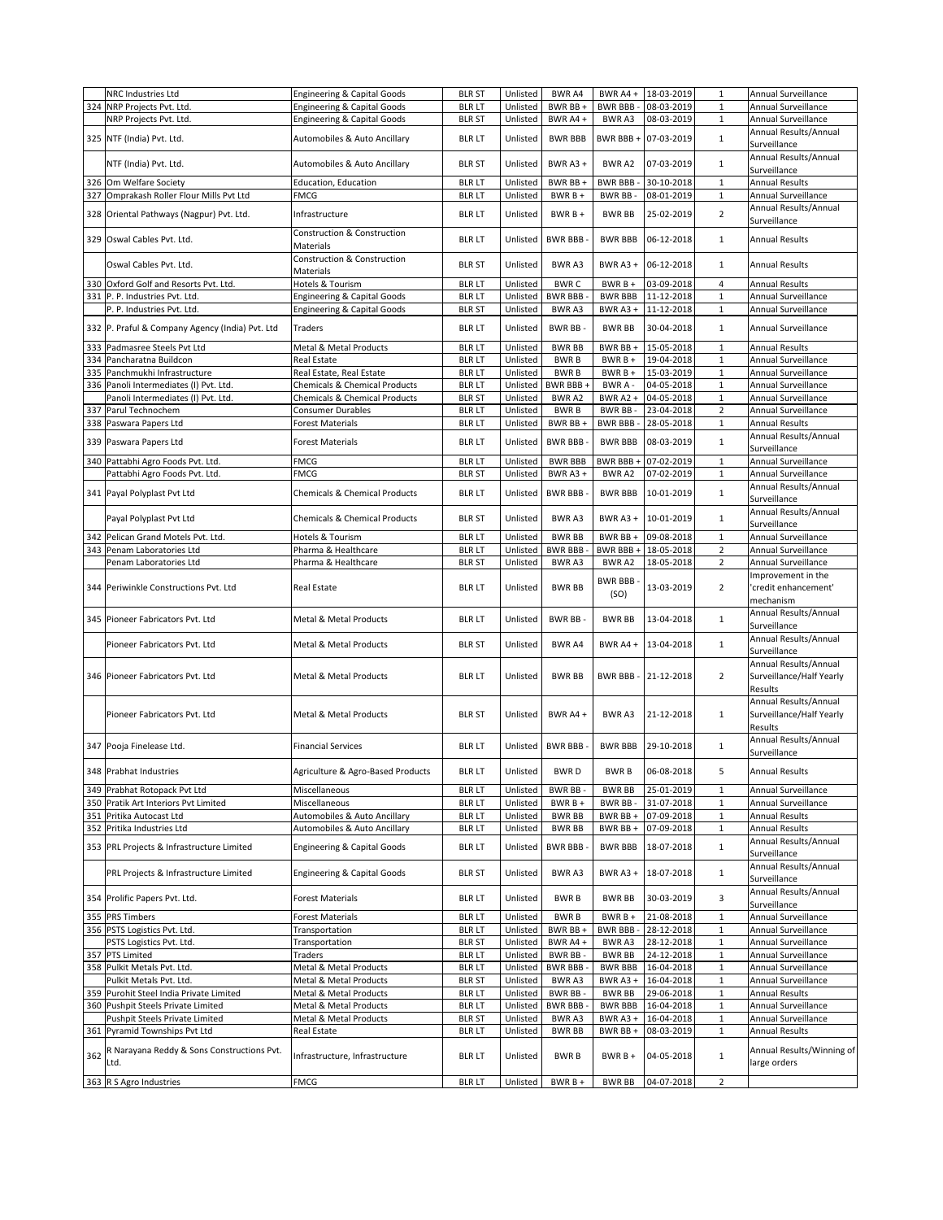|  |  |  |  |  |  |  |  |  |  |
|---|---|---|---|---|---|---|---|---|---|
|  | NRC Industries Ltd | Engineering & Capital Goods | BLR ST | Unlisted | BWR A4 | BWR A4 + | 18-03-2019 | 1 | Annual Surveillance |
| 324 | NRP Projects Pvt. Ltd. | Engineering & Capital Goods | BLR LT | Unlisted | BWR BB + | BWR BBB - | 08-03-2019 | 1 | Annual Surveillance |
|  | NRP Projects Pvt. Ltd. | Engineering & Capital Goods | BLR ST | Unlisted | BWR A4 + | BWR A3 | 08-03-2019 | 1 | Annual Surveillance |
| 325 | NTF (India) Pvt. Ltd. | Automobiles & Auto Ancillary | BLR LT | Unlisted | BWR BBB | BWR BBB + | 07-03-2019 | 1 | Annual Results/Annual Surveillance |
|  | NTF (India) Pvt. Ltd. | Automobiles & Auto Ancillary | BLR ST | Unlisted | BWR A3 + | BWR A2 | 07-03-2019 | 1 | Annual Results/Annual Surveillance |
| 326 | Om Welfare Society | Education, Education | BLR LT | Unlisted | BWR BB + | BWR BBB - | 30-10-2018 | 1 | Annual Results |
| 327 | Omprakash Roller Flour Mills Pvt Ltd | FMCG | BLR LT | Unlisted | BWR B + | BWR BB - | 08-01-2019 | 1 | Annual Surveillance |
| 328 | Oriental Pathways (Nagpur) Pvt. Ltd. | Infrastructure | BLR LT | Unlisted | BWR B + | BWR BB | 25-02-2019 | 2 | Annual Results/Annual Surveillance |
| 329 | Oswal Cables Pvt. Ltd. | Construction & Construction Materials | BLR LT | Unlisted | BWR BBB - | BWR BBB | 06-12-2018 | 1 | Annual Results |
|  | Oswal Cables Pvt. Ltd. | Construction & Construction Materials | BLR ST | Unlisted | BWR A3 | BWR A3 + | 06-12-2018 | 1 | Annual Results |
| 330 | Oxford Golf and Resorts Pvt. Ltd. | Hotels & Tourism | BLR LT | Unlisted | BWR C | BWR B + | 03-09-2018 | 4 | Annual Results |
| 331 | P. P. Industries Pvt. Ltd. | Engineering & Capital Goods | BLR LT | Unlisted | BWR BBB - | BWR BBB | 11-12-2018 | 1 | Annual Surveillance |
|  | P. P. Industries Pvt. Ltd. | Engineering & Capital Goods | BLR ST | Unlisted | BWR A3 | BWR A3 + | 11-12-2018 | 1 | Annual Surveillance |
| 332 | P. Praful & Company Agency (India) Pvt. Ltd | Traders | BLR LT | Unlisted | BWR BB - | BWR BB | 30-04-2018 | 1 | Annual Surveillance |
| 333 | Padmasree Steels Pvt Ltd | Metal & Metal Products | BLR LT | Unlisted | BWR BB | BWR BB + | 15-05-2018 | 1 | Annual Results |
| 334 | Pancharatna Buildcon | Real Estate | BLR LT | Unlisted | BWR B | BWR B + | 19-04-2018 | 1 | Annual Surveillance |
| 335 | Panchmukhi Infrastructure | Real Estate, Real Estate | BLR LT | Unlisted | BWR B | BWR B + | 15-03-2019 | 1 | Annual Surveillance |
| 336 | Panoli Intermediates (I) Pvt. Ltd. | Chemicals & Chemical Products | BLR LT | Unlisted | BWR BBB + | BWR A - | 04-05-2018 | 1 | Annual Surveillance |
|  | Panoli Intermediates (I) Pvt. Ltd. | Chemicals & Chemical Products | BLR ST | Unlisted | BWR A2 | BWR A2 + | 04-05-2018 | 1 | Annual Surveillance |
| 337 | Parul Technochem | Consumer Durables | BLR LT | Unlisted | BWR B | BWR BB - | 23-04-2018 | 2 | Annual Surveillance |
| 338 | Paswara Papers Ltd | Forest Materials | BLR LT | Unlisted | BWR BB + | BWR BBB - | 28-05-2018 | 1 | Annual Results |
| 339 | Paswara Papers Ltd | Forest Materials | BLR LT | Unlisted | BWR BBB - | BWR BBB | 08-03-2019 | 1 | Annual Results/Annual Surveillance |
| 340 | Pattabhi Agro Foods Pvt. Ltd. | FMCG | BLR LT | Unlisted | BWR BBB | BWR BBB + | 07-02-2019 | 1 | Annual Surveillance |
|  | Pattabhi Agro Foods Pvt. Ltd. | FMCG | BLR ST | Unlisted | BWR A3 + | BWR A2 | 07-02-2019 | 1 | Annual Surveillance |
| 341 | Payal Polyplast Pvt Ltd | Chemicals & Chemical Products | BLR LT | Unlisted | BWR BBB - | BWR BBB | 10-01-2019 | 1 | Annual Results/Annual Surveillance |
|  | Payal Polyplast Pvt Ltd | Chemicals & Chemical Products | BLR ST | Unlisted | BWR A3 | BWR A3 + | 10-01-2019 | 1 | Annual Results/Annual Surveillance |
| 342 | Pelican Grand Motels Pvt. Ltd. | Hotels & Tourism | BLR LT | Unlisted | BWR BB | BWR BB + | 09-08-2018 | 1 | Annual Surveillance |
| 343 | Penam Laboratories Ltd | Pharma & Healthcare | BLR LT | Unlisted | BWR BBB - | BWR BBB + | 18-05-2018 | 2 | Annual Surveillance |
|  | Penam Laboratories Ltd | Pharma & Healthcare | BLR ST | Unlisted | BWR A3 | BWR A2 | 18-05-2018 | 2 | Annual Surveillance |
| 344 | Periwinkle Constructions Pvt. Ltd | Real Estate | BLR LT | Unlisted | BWR BB | BWR BBB - (SO) | 13-03-2019 | 2 | Improvement in the 'credit enhancement' mechanism |
| 345 | Pioneer Fabricators Pvt. Ltd | Metal & Metal Products | BLR LT | Unlisted | BWR BB - | BWR BB | 13-04-2018 | 1 | Annual Results/Annual Surveillance |
|  | Pioneer Fabricators Pvt. Ltd | Metal & Metal Products | BLR ST | Unlisted | BWR A4 | BWR A4 + | 13-04-2018 | 1 | Annual Results/Annual Surveillance |
| 346 | Pioneer Fabricators Pvt. Ltd | Metal & Metal Products | BLR LT | Unlisted | BWR BB | BWR BBB - | 21-12-2018 | 2 | Annual Results/Annual Surveillance/Half Yearly Results |
|  | Pioneer Fabricators Pvt. Ltd | Metal & Metal Products | BLR ST | Unlisted | BWR A4 + | BWR A3 | 21-12-2018 | 1 | Annual Results/Annual Surveillance/Half Yearly Results |
| 347 | Pooja Finelease Ltd. | Financial Services | BLR LT | Unlisted | BWR BBB - | BWR BBB | 29-10-2018 | 1 | Annual Results/Annual Surveillance |
| 348 | Prabhat Industries | Agriculture & Agro-Based Products | BLR LT | Unlisted | BWR D | BWR B | 06-08-2018 | 5 | Annual Results |
| 349 | Prabhat Rotopack Pvt Ltd | Miscellaneous | BLR LT | Unlisted | BWR BB - | BWR BB | 25-01-2019 | 1 | Annual Surveillance |
| 350 | Pratik Art Interiors Pvt Limited | Miscellaneous | BLR LT | Unlisted | BWR B + | BWR BB - | 31-07-2018 | 1 | Annual Surveillance |
| 351 | Pritika Autocast Ltd | Automobiles & Auto Ancillary | BLR LT | Unlisted | BWR BB | BWR BB + | 07-09-2018 | 1 | Annual Results |
| 352 | Pritika Industries Ltd | Automobiles & Auto Ancillary | BLR LT | Unlisted | BWR BB | BWR BB + | 07-09-2018 | 1 | Annual Results |
| 353 | PRL Projects & Infrastructure Limited | Engineering & Capital Goods | BLR LT | Unlisted | BWR BBB - | BWR BBB | 18-07-2018 | 1 | Annual Results/Annual Surveillance |
|  | PRL Projects & Infrastructure Limited | Engineering & Capital Goods | BLR ST | Unlisted | BWR A3 | BWR A3 + | 18-07-2018 | 1 | Annual Results/Annual Surveillance |
| 354 | Prolific Papers Pvt. Ltd. | Forest Materials | BLR LT | Unlisted | BWR B | BWR BB | 30-03-2019 | 3 | Annual Results/Annual Surveillance |
| 355 | PRS Timbers | Forest Materials | BLR LT | Unlisted | BWR B | BWR B + | 21-08-2018 | 1 | Annual Surveillance |
| 356 | PSTS Logistics Pvt. Ltd. | Transportation | BLR LT | Unlisted | BWR BB + | BWR BBB - | 28-12-2018 | 1 | Annual Surveillance |
|  | PSTS Logistics Pvt. Ltd. | Transportation | BLR ST | Unlisted | BWR A4 + | BWR A3 | 28-12-2018 | 1 | Annual Surveillance |
| 357 | PTS Limited | Traders | BLR LT | Unlisted | BWR BB - | BWR BB | 24-12-2018 | 1 | Annual Surveillance |
| 358 | Pulkit Metals Pvt. Ltd. | Metal & Metal Products | BLR LT | Unlisted | BWR BBB - | BWR BBB | 16-04-2018 | 1 | Annual Surveillance |
|  | Pulkit Metals Pvt. Ltd. | Metal & Metal Products | BLR ST | Unlisted | BWR A3 | BWR A3 + | 16-04-2018 | 1 | Annual Surveillance |
| 359 | Purohit Steel India Private Limited | Metal & Metal Products | BLR LT | Unlisted | BWR BB - | BWR BB | 29-06-2018 | 1 | Annual Results |
| 360 | Pushpit Steels Private Limited | Metal & Metal Products | BLR LT | Unlisted | BWR BBB - | BWR BBB | 16-04-2018 | 1 | Annual Surveillance |
|  | Pushpit Steels Private Limited | Metal & Metal Products | BLR ST | Unlisted | BWR A3 | BWR A3 + | 16-04-2018 | 1 | Annual Surveillance |
| 361 | Pyramid Townships Pvt Ltd | Real Estate | BLR LT | Unlisted | BWR BB | BWR BB + | 08-03-2019 | 1 | Annual Results |
| 362 | R Narayana Reddy & Sons Constructions Pvt. Ltd. | Infrastructure, Infrastructure | BLR LT | Unlisted | BWR B | BWR B + | 04-05-2018 | 1 | Annual Results/Winning of large orders |
| 363 | R S Agro Industries | FMCG | BLR LT | Unlisted | BWR B + | BWR BB | 04-07-2018 | 2 |  |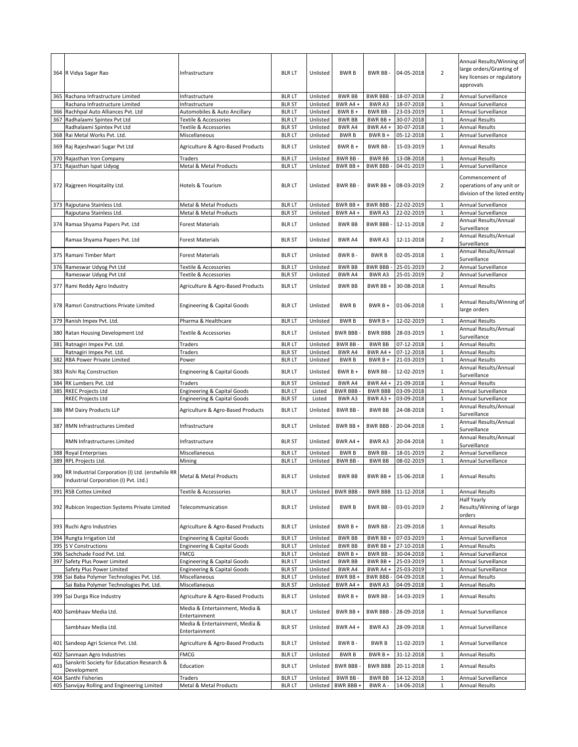| | | | | | | | | | |
|---|---|---|---|---|---|---|---|---|---|
| 364 | R Vidya Sagar Rao | Infrastructure | BLR LT | Unlisted | BWR B | BWR BB - | 04-05-2018 | 2 | Annual Results/Winning of large orders/Granting of key licenses or regulatory approvals |
| 365 | Rachana Infrastructure Limited | Infrastructure | BLR LT | Unlisted | BWR BB | BWR BBB - | 18-07-2018 | 2 | Annual Surveillance |
| | Rachana Infrastructure Limited | Infrastructure | BLR ST | Unlisted | BWR A4 + | BWR A3 | 18-07-2018 | 1 | Annual Surveillance |
| 366 | Rachhpal Auto Alliances Pvt. Ltd | Automobiles & Auto Ancillary | BLR LT | Unlisted | BWR B + | BWR BB - | 23-03-2019 | 1 | Annual Surveillance |
| 367 | Radhalaxmi Spintex Pvt Ltd | Textile & Accessories | BLR LT | Unlisted | BWR BB | BWR BB + | 30-07-2018 | 1 | Annual Results |
| | Radhalaxmi Spintex Pvt Ltd | Textile & Accessories | BLR ST | Unlisted | BWR A4 | BWR A4 + | 30-07-2018 | 1 | Annual Results |
| 368 | Rai Metal Works Pvt. Ltd. | Miscellaneous | BLR LT | Unlisted | BWR B | BWR B + | 05-12-2018 | 1 | Annual Surveillance |
| 369 | Raj Rajeshwari Sugar Pvt Ltd | Agriculture & Agro-Based Products | BLR LT | Unlisted | BWR B + | BWR BB - | 15-03-2019 | 1 | Annual Results |
| 370 | Rajasthan Iron Company | Traders | BLR LT | Unlisted | BWR BB - | BWR BB | 13-08-2018 | 1 | Annual Results |
| 371 | Rajasthan Ispat Udyog | Metal & Metal Products | BLR LT | Unlisted | BWR BB + | BWR BBB - | 04-01-2019 | 1 | Annual Surveillance |
| 372 | Rajgreen Hospitality Ltd. | Hotels & Tourism | BLR LT | Unlisted | BWR BB - | BWR BB + | 08-03-2019 | 2 | Commencement of operations of any unit or division of the listed entity |
| 373 | Rajputana Stainless Ltd. | Metal & Metal Products | BLR LT | Unlisted | BWR BB + | BWR BBB - | 22-02-2019 | 1 | Annual Surveillance |
| | Rajputana Stainless Ltd. | Metal & Metal Products | BLR ST | Unlisted | BWR A4 + | BWR A3 | 22-02-2019 | 1 | Annual Surveillance |
| 374 | Ramaa Shyama Papers Pvt. Ltd | Forest Materials | BLR LT | Unlisted | BWR BB | BWR BBB - | 12-11-2018 | 2 | Annual Results/Annual Surveillance |
| | Ramaa Shyama Papers Pvt. Ltd | Forest Materials | BLR ST | Unlisted | BWR A4 | BWR A3 | 12-11-2018 | 2 | Annual Results/Annual Surveillance |
| 375 | Ramani Timber Mart | Forest Materials | BLR LT | Unlisted | BWR B - | BWR B | 02-05-2018 | 1 | Annual Results/Annual Surveillance |
| 376 | Rameswar Udyog Pvt Ltd | Textile & Accessories | BLR LT | Unlisted | BWR BB | BWR BBB - | 25-01-2019 | 2 | Annual Surveillance |
| | Rameswar Udyog Pvt Ltd | Textile & Accessories | BLR ST | Unlisted | BWR A4 | BWR A3 | 25-01-2019 | 2 | Annual Surveillance |
| 377 | Rami Reddy Agro Industry | Agriculture & Agro-Based Products | BLR LT | Unlisted | BWR BB | BWR BB + | 30-08-2018 | 1 | Annual Results |
| 378 | Ramsri Constructions Private Limited | Engineering & Capital Goods | BLR LT | Unlisted | BWR B | BWR B + | 01-06-2018 | 1 | Annual Results/Winning of large orders |
| 379 | Ranish Impex Pvt. Ltd. | Pharma & Healthcare | BLR LT | Unlisted | BWR B | BWR B + | 12-02-2019 | 1 | Annual Results |
| 380 | Ratan Housing Development Ltd | Textile & Accessories | BLR LT | Unlisted | BWR BBB - | BWR BBB | 28-03-2019 | 1 | Annual Results/Annual Surveillance |
| 381 | Ratnagiri Impex Pvt. Ltd. | Traders | BLR LT | Unlisted | BWR BB - | BWR BB | 07-12-2018 | 1 | Annual Results |
| | Ratnagiri Impex Pvt. Ltd. | Traders | BLR ST | Unlisted | BWR A4 | BWR A4 + | 07-12-2018 | 1 | Annual Results |
| 382 | RBA Power Private Limited | Power | BLR LT | Unlisted | BWR B | BWR B + | 21-03-2019 | 1 | Annual Results |
| 383 | Rishi Raj Construction | Engineering & Capital Goods | BLR LT | Unlisted | BWR B + | BWR BB - | 12-02-2019 | 1 | Annual Results/Annual Surveillance |
| 384 | RK Lumbers Pvt. Ltd | Traders | BLR ST | Unlisted | BWR A4 | BWR A4 + | 21-09-2018 | 1 | Annual Results |
| 385 | RKEC Projects Ltd | Engineering & Capital Goods | BLR LT | Listed | BWR BBB - | BWR BBB | 03-09-2018 | 1 | Annual Surveillance |
| | RKEC Projects Ltd | Engineering & Capital Goods | BLR ST | Listed | BWR A3 | BWR A3 + | 03-09-2018 | 1 | Annual Surveillance |
| 386 | RM Dairy Products LLP | Agriculture & Agro-Based Products | BLR LT | Unlisted | BWR BB - | BWR BB | 24-08-2018 | 1 | Annual Results/Annual Surveillance |
| 387 | RMN Infrastructures Limited | Infrastructure | BLR LT | Unlisted | BWR BB + | BWR BBB - | 20-04-2018 | 1 | Annual Results/Annual Surveillance |
| | RMN Infrastructures Limited | Infrastructure | BLR ST | Unlisted | BWR A4 + | BWR A3 | 20-04-2018 | 1 | Annual Results/Annual Surveillance |
| 388 | Royal Enterprises | Miscellaneous | BLR LT | Unlisted | BWR B | BWR BB - | 18-01-2019 | 2 | Annual Surveillance |
| 389 | RPL Projects Ltd. | Mining | BLR LT | Unlisted | BWR BB - | BWR BB | 08-02-2019 | 1 | Annual Surveillance |
| 390 | RR Industrial Corporation (I) Ltd. (erstwhile RR Industrial Corporation (I) Pvt. Ltd.) | Metal & Metal Products | BLR LT | Unlisted | BWR BB | BWR BB + | 15-06-2018 | 1 | Annual Results |
| 391 | RSB Cottex Limited | Textile & Accessories | BLR LT | Unlisted | BWR BBB - | BWR BBB | 11-12-2018 | 1 | Annual Results |
| 392 | Rubicon Inspection Systems Private Limited | Telecommunication | BLR LT | Unlisted | BWR B | BWR BB - | 03-01-2019 | 2 | Half Yearly Results/Winning of large orders |
| 393 | Ruchi Agro Industries | Agriculture & Agro-Based Products | BLR LT | Unlisted | BWR B + | BWR BB - | 21-09-2018 | 1 | Annual Results |
| 394 | Rungta Irrigation Ltd | Engineering & Capital Goods | BLR LT | Unlisted | BWR BB | BWR BB + | 07-03-2019 | 1 | Annual Surveillance |
| 395 | S V Constructions | Engineering & Capital Goods | BLR LT | Unlisted | BWR BB | BWR BB + | 27-10-2018 | 1 | Annual Results |
| 396 | Sachchade Food Pvt. Ltd. | FMCG | BLR LT | Unlisted | BWR B + | BWR BB - | 30-04-2018 | 1 | Annual Surveillance |
| 397 | Safety Plus Power Limited | Engineering & Capital Goods | BLR LT | Unlisted | BWR BB | BWR BB + | 25-03-2019 | 1 | Annual Surveillance |
| | Safety Plus Power Limited | Engineering & Capital Goods | BLR ST | Unlisted | BWR A4 | BWR A4 + | 25-03-2019 | 1 | Annual Surveillance |
| 398 | Sai Baba Polymer Technologies Pvt. Ltd. | Miscellaneous | BLR LT | Unlisted | BWR BB + | BWR BBB - | 04-09-2018 | 1 | Annual Results |
| | Sai Baba Polymer Technologies Pvt. Ltd. | Miscellaneous | BLR ST | Unlisted | BWR A4 + | BWR A3 | 04-09-2018 | 1 | Annual Results |
| 399 | Sai Durga Rice Industry | Agriculture & Agro-Based Products | BLR LT | Unlisted | BWR B + | BWR BB - | 14-03-2019 | 1 | Annual Results |
| 400 | Sambhaav Media Ltd. | Media & Entertainment, Media & Entertainment | BLR LT | Unlisted | BWR BB + | BWR BBB - | 28-09-2018 | 1 | Annual Surveillance |
| | Sambhaav Media Ltd. | Media & Entertainment, Media & Entertainment | BLR ST | Unlisted | BWR A4 + | BWR A3 | 28-09-2018 | 1 | Annual Surveillance |
| 401 | Sandeep Agri Science Pvt. Ltd. | Agriculture & Agro-Based Products | BLR LT | Unlisted | BWR B - | BWR B | 11-02-2019 | 1 | Annual Surveillance |
| 402 | Sanmaan Agro Industries | FMCG | BLR LT | Unlisted | BWR B | BWR B + | 31-12-2018 | 1 | Annual Results |
| 403 | Sanskriti Society for Education Research & Development | Education | BLR LT | Unlisted | BWR BBB - | BWR BBB | 20-11-2018 | 1 | Annual Results |
| 404 | Santhi Fisheries | Traders | BLR LT | Unlisted | BWR BB - | BWR BB | 14-12-2018 | 1 | Annual Surveillance |
| 405 | Sanvijay Rolling and Engineering Limited | Metal & Metal Products | BLR LT | Unlisted | BWR BBB + | BWR A - | 14-06-2018 | 1 | Annual Results |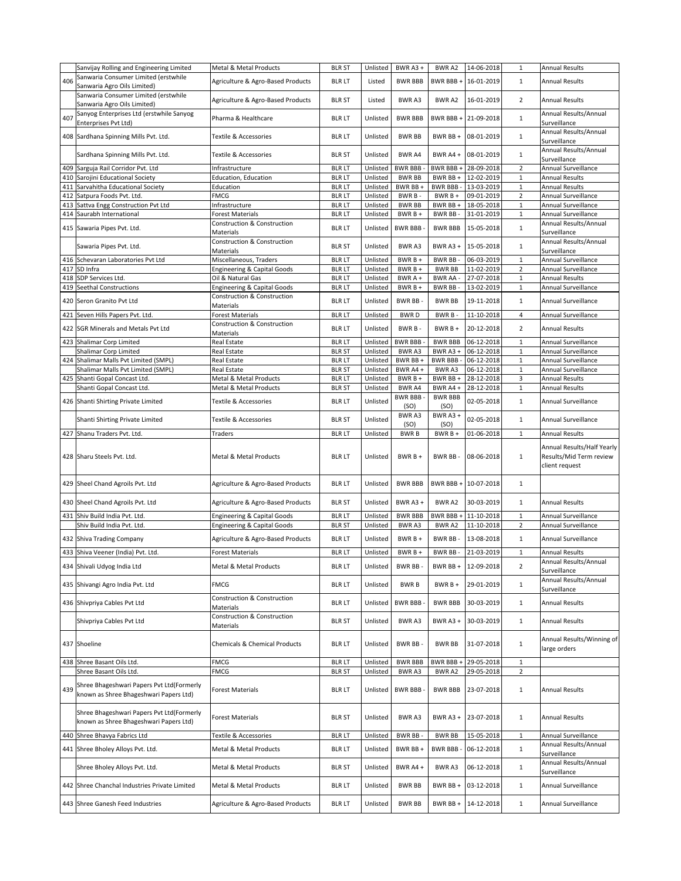| | Sanvijay Rolling and Engineering Limited | Metal & Metal Products | BLR ST | Unlisted | BWR A3 + | BWR A2 | 14-06-2018 | 1 | Annual Results |
|---|---|---|---|---|---|---|---|---|---|
| 406 | Sanwaria Consumer Limited (erstwhile Sanwaria Agro Oils Limited) | Agriculture & Agro-Based Products | BLR LT | Listed | BWR BBB | BWR BBB + | 16-01-2019 | 1 | Annual Results |
| | Sanwaria Consumer Limited (erstwhile Sanwaria Agro Oils Limited) | Agriculture & Agro-Based Products | BLR ST | Listed | BWR A3 | BWR A2 | 16-01-2019 | 2 | Annual Results |
| 407 | Sanyog Enterprises Ltd (erstwhile Sanyog Enterprises Pvt Ltd) | Pharma & Healthcare | BLR LT | Unlisted | BWR BBB | BWR BBB + | 21-09-2018 | 1 | Annual Results/Annual Surveillance |
| 408 | Sardhana Spinning Mills Pvt. Ltd. | Textile & Accessories | BLR LT | Unlisted | BWR BB | BWR BB + | 08-01-2019 | 1 | Annual Results/Annual Surveillance |
| | Sardhana Spinning Mills Pvt. Ltd. | Textile & Accessories | BLR ST | Unlisted | BWR A4 | BWR A4 + | 08-01-2019 | 1 | Annual Results/Annual Surveillance |
| 409 | Sarguja Rail Corridor Pvt. Ltd | Infrastructure | BLR LT | Unlisted | BWR BBB - | BWR BBB + | 28-09-2018 | 2 | Annual Surveillance |
| 410 | Sarojini Educational Society | Education, Education | BLR LT | Unlisted | BWR BB | BWR BB + | 12-02-2019 | 1 | Annual Results |
| 411 | Sarvahitha Educational Society | Education | BLR LT | Unlisted | BWR BB + | BWR BBB - | 13-03-2019 | 1 | Annual Results |
| 412 | Satpura Foods Pvt. Ltd. | FMCG | BLR LT | Unlisted | BWR B - | BWR B + | 09-01-2019 | 2 | Annual Surveillance |
| 413 | Sattva Engg Construction Pvt Ltd | Infrastructure | BLR LT | Unlisted | BWR BB | BWR BB + | 18-05-2018 | 1 | Annual Surveillance |
| 414 | Saurabh International | Forest Materials | BLR LT | Unlisted | BWR B + | BWR BB - | 31-01-2019 | 1 | Annual Surveillance |
| 415 | Sawaria Pipes Pvt. Ltd. | Construction & Construction Materials | BLR LT | Unlisted | BWR BBB - | BWR BBB | 15-05-2018 | 1 | Annual Results/Annual Surveillance |
| | Sawaria Pipes Pvt. Ltd. | Construction & Construction Materials | BLR ST | Unlisted | BWR A3 | BWR A3 + | 15-05-2018 | 1 | Annual Results/Annual Surveillance |
| 416 | Schevaran Laboratories Pvt Ltd | Miscellaneous, Traders | BLR LT | Unlisted | BWR B + | BWR BB - | 06-03-2019 | 1 | Annual Surveillance |
| 417 | SD Infra | Engineering & Capital Goods | BLR LT | Unlisted | BWR B + | BWR BB | 11-02-2019 | 2 | Annual Surveillance |
| 418 | SDP Services Ltd. | Oil & Natural Gas | BLR LT | Unlisted | BWR A + | BWR AA - | 27-07-2018 | 1 | Annual Results |
| 419 | Seethal Constructions | Engineering & Capital Goods | BLR LT | Unlisted | BWR B + | BWR BB - | 13-02-2019 | 1 | Annual Surveillance |
| 420 | Seron Granito Pvt Ltd | Construction & Construction Materials | BLR LT | Unlisted | BWR BB - | BWR BB | 19-11-2018 | 1 | Annual Surveillance |
| 421 | Seven Hills Papers Pvt. Ltd. | Forest Materials | BLR LT | Unlisted | BWR D | BWR B - | 11-10-2018 | 4 | Annual Surveillance |
| 422 | SGR Minerals and Metals Pvt Ltd | Construction & Construction Materials | BLR LT | Unlisted | BWR B - | BWR B + | 20-12-2018 | 2 | Annual Results |
| 423 | Shalimar Corp Limited | Real Estate | BLR LT | Unlisted | BWR BBB - | BWR BBB | 06-12-2018 | 1 | Annual Surveillance |
| | Shalimar Corp Limited | Real Estate | BLR ST | Unlisted | BWR A3 | BWR A3 + | 06-12-2018 | 1 | Annual Surveillance |
| 424 | Shalimar Malls Pvt Limited (SMPL) | Real Estate | BLR LT | Unlisted | BWR BB + | BWR BBB - | 06-12-2018 | 1 | Annual Surveillance |
| | Shalimar Malls Pvt Limited (SMPL) | Real Estate | BLR ST | Unlisted | BWR A4 + | BWR A3 | 06-12-2018 | 1 | Annual Surveillance |
| 425 | Shanti Gopal Concast Ltd. | Metal & Metal Products | BLR LT | Unlisted | BWR B + | BWR BB + | 28-12-2018 | 3 | Annual Results |
| | Shanti Gopal Concast Ltd. | Metal & Metal Products | BLR ST | Unlisted | BWR A4 | BWR A4 + | 28-12-2018 | 1 | Annual Results |
| 426 | Shanti Shirting Private Limited | Textile & Accessories | BLR LT | Unlisted | BWR BBB - (SO) | BWR BBB (SO) | 02-05-2018 | 1 | Annual Surveillance |
| | Shanti Shirting Private Limited | Textile & Accessories | BLR ST | Unlisted | BWR A3 (SO) | BWR A3 + (SO) | 02-05-2018 | 1 | Annual Surveillance |
| 427 | Shanu Traders Pvt. Ltd. | Traders | BLR LT | Unlisted | BWR B | BWR B + | 01-06-2018 | 1 | Annual Results |
| 428 | Sharu Steels Pvt. Ltd. | Metal & Metal Products | BLR LT | Unlisted | BWR B + | BWR BB - | 08-06-2018 | 1 | Annual Results/Half Yearly Results/Mid Term review client request |
| 429 | Sheel Chand Agroils Pvt. Ltd | Agriculture & Agro-Based Products | BLR LT | Unlisted | BWR BBB | BWR BBB + | 10-07-2018 | 1 | |
| 430 | Sheel Chand Agroils Pvt. Ltd | Agriculture & Agro-Based Products | BLR ST | Unlisted | BWR A3 + | BWR A2 | 30-03-2019 | 1 | Annual Results |
| 431 | Shiv Build India Pvt. Ltd. | Engineering & Capital Goods | BLR LT | Unlisted | BWR BBB | BWR BBB + | 11-10-2018 | 1 | Annual Surveillance |
| | Shiv Build India Pvt. Ltd. | Engineering & Capital Goods | BLR ST | Unlisted | BWR A3 | BWR A2 | 11-10-2018 | 2 | Annual Surveillance |
| 432 | Shiva Trading Company | Agriculture & Agro-Based Products | BLR LT | Unlisted | BWR B + | BWR BB - | 13-08-2018 | 1 | Annual Surveillance |
| 433 | Shiva Veener (India) Pvt. Ltd. | Forest Materials | BLR LT | Unlisted | BWR B + | BWR BB - | 21-03-2019 | 1 | Annual Results |
| 434 | Shivali Udyog India Ltd | Metal & Metal Products | BLR LT | Unlisted | BWR BB - | BWR BB + | 12-09-2018 | 2 | Annual Results/Annual Surveillance |
| 435 | Shivangi Agro India Pvt. Ltd | FMCG | BLR LT | Unlisted | BWR B | BWR B + | 29-01-2019 | 1 | Annual Results/Annual Surveillance |
| 436 | Shivpriya Cables Pvt Ltd | Construction & Construction Materials | BLR LT | Unlisted | BWR BBB - | BWR BBB | 30-03-2019 | 1 | Annual Results |
| | Shivpriya Cables Pvt Ltd | Construction & Construction Materials | BLR ST | Unlisted | BWR A3 | BWR A3 + | 30-03-2019 | 1 | Annual Results |
| 437 | Shoeline | Chemicals & Chemical Products | BLR LT | Unlisted | BWR BB - | BWR BB | 31-07-2018 | 1 | Annual Results/Winning of large orders |
| 438 | Shree Basant Oils Ltd. | FMCG | BLR LT | Unlisted | BWR BBB | BWR BBB + | 29-05-2018 | 1 | |
| | Shree Basant Oils Ltd. | FMCG | BLR ST | Unlisted | BWR A3 | BWR A2 | 29-05-2018 | 2 | |
| 439 | Shree Bhageshwari Papers Pvt Ltd(Formerly known as Shree Bhageshwari Papers Ltd) | Forest Materials | BLR LT | Unlisted | BWR BBB - | BWR BBB | 23-07-2018 | 1 | Annual Results |
| | Shree Bhageshwari Papers Pvt Ltd(Formerly known as Shree Bhageshwari Papers Ltd) | Forest Materials | BLR ST | Unlisted | BWR A3 | BWR A3 + | 23-07-2018 | 1 | Annual Results |
| 440 | Shree Bhavya Fabrics Ltd | Textile & Accessories | BLR LT | Unlisted | BWR BB - | BWR BB | 15-05-2018 | 1 | Annual Surveillance |
| 441 | Shree Bholey Alloys Pvt. Ltd. | Metal & Metal Products | BLR LT | Unlisted | BWR BB + | BWR BBB - | 06-12-2018 | 1 | Annual Results/Annual Surveillance |
| | Shree Bholey Alloys Pvt. Ltd. | Metal & Metal Products | BLR ST | Unlisted | BWR A4 + | BWR A3 | 06-12-2018 | 1 | Annual Results/Annual Surveillance |
| 442 | Shree Chanchal Industries Private Limited | Metal & Metal Products | BLR LT | Unlisted | BWR BB | BWR BB + | 03-12-2018 | 1 | Annual Surveillance |
| 443 | Shree Ganesh Feed Industries | Agriculture & Agro-Based Products | BLR LT | Unlisted | BWR BB | BWR BB + | 14-12-2018 | 1 | Annual Surveillance |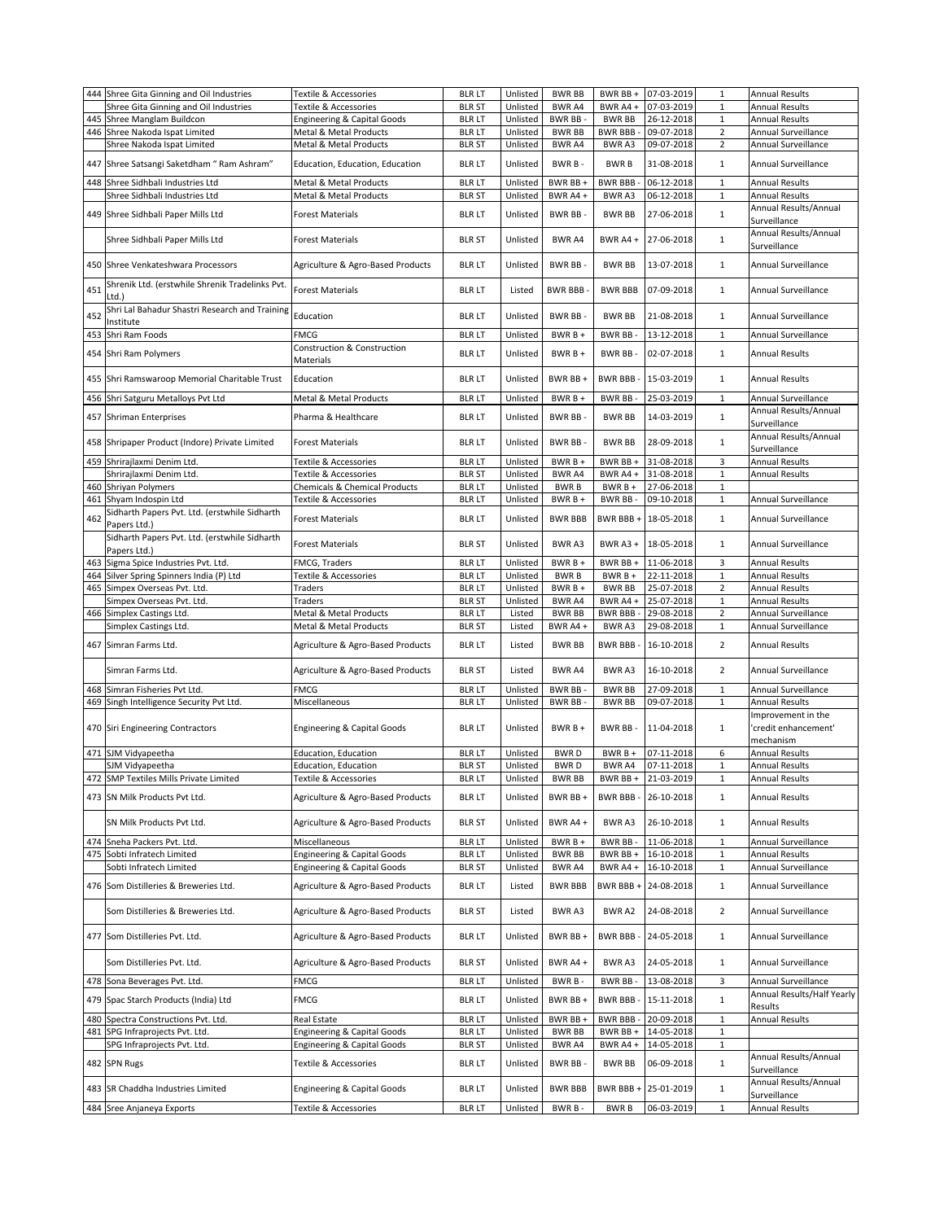| | | | | | | | | | |
|---|---|---|---|---|---|---|---|---|---|
| 444 | Shree Gita Ginning and Oil Industries | Textile & Accessories | BLR LT | Unlisted | BWR BB | BWR BB + | 07-03-2019 | 1 | Annual Results |
| | Shree Gita Ginning and Oil Industries | Textile & Accessories | BLR ST | Unlisted | BWR A4 | BWR A4 + | 07-03-2019 | 1 | Annual Results |
| 445 | Shree Manglam Buildcon | Engineering & Capital Goods | BLR LT | Unlisted | BWR BB - | BWR BB | 26-12-2018 | 1 | Annual Results |
| 446 | Shree Nakoda Ispat Limited | Metal & Metal Products | BLR LT | Unlisted | BWR BB | BWR BBB - | 09-07-2018 | 2 | Annual Surveillance |
| | Shree Nakoda Ispat Limited | Metal & Metal Products | BLR ST | Unlisted | BWR A4 | BWR A3 | 09-07-2018 | 2 | Annual Surveillance |
| 447 | Shree Satsangi Saketdham " Ram Ashram" | Education, Education, Education | BLR LT | Unlisted | BWR B - | BWR B | 31-08-2018 | 1 | Annual Surveillance |
| 448 | Shree Sidhbali Industries Ltd | Metal & Metal Products | BLR LT | Unlisted | BWR BB + | BWR BBB - | 06-12-2018 | 1 | Annual Results |
| | Shree Sidhbali Industries Ltd | Metal & Metal Products | BLR ST | Unlisted | BWR A4 + | BWR A3 | 06-12-2018 | 1 | Annual Results |
| 449 | Shree Sidhbali Paper Mills Ltd | Forest Materials | BLR LT | Unlisted | BWR BB - | BWR BB | 27-06-2018 | 1 | Annual Results/Annual Surveillance |
| | Shree Sidhbali Paper Mills Ltd | Forest Materials | BLR ST | Unlisted | BWR A4 | BWR A4 + | 27-06-2018 | 1 | Annual Results/Annual Surveillance |
| 450 | Shree Venkateshwara Processors | Agriculture & Agro-Based Products | BLR LT | Unlisted | BWR BB - | BWR BB | 13-07-2018 | 1 | Annual Surveillance |
| 451 | Shrenik Ltd. (erstwhile Shrenik Tradelinks Pvt. Ltd.) | Forest Materials | BLR LT | Listed | BWR BBB - | BWR BBB | 07-09-2018 | 1 | Annual Surveillance |
| 452 | Shri Lal Bahadur Shastri Research and Training Institute | Education | BLR LT | Unlisted | BWR BB - | BWR BB | 21-08-2018 | 1 | Annual Surveillance |
| 453 | Shri Ram Foods | FMCG | BLR LT | Unlisted | BWR B + | BWR BB - | 13-12-2018 | 1 | Annual Surveillance |
| 454 | Shri Ram Polymers | Construction & Construction Materials | BLR LT | Unlisted | BWR B + | BWR BB - | 02-07-2018 | 1 | Annual Results |
| 455 | Shri Ramswaroop Memorial Charitable Trust | Education | BLR LT | Unlisted | BWR BB + | BWR BBB - | 15-03-2019 | 1 | Annual Results |
| 456 | Shri Satguru Metalloys Pvt Ltd | Metal & Metal Products | BLR LT | Unlisted | BWR B + | BWR BB - | 25-03-2019 | 1 | Annual Surveillance |
| 457 | Shriman Enterprises | Pharma & Healthcare | BLR LT | Unlisted | BWR BB - | BWR BB | 14-03-2019 | 1 | Annual Results/Annual Surveillance |
| 458 | Shripaper Product (Indore) Private Limited | Forest Materials | BLR LT | Unlisted | BWR BB - | BWR BB | 28-09-2018 | 1 | Annual Results/Annual Surveillance |
| 459 | Shrirajlaxmi Denim Ltd. | Textile & Accessories | BLR LT | Unlisted | BWR B + | BWR BB + | 31-08-2018 | 3 | Annual Results |
| | Shrirajlaxmi Denim Ltd. | Textile & Accessories | BLR ST | Unlisted | BWR A4 | BWR A4 + | 31-08-2018 | 1 | Annual Results |
| 460 | Shriyan Polymers | Chemicals & Chemical Products | BLR LT | Unlisted | BWR B | BWR B + | 27-06-2018 | 1 | |
| 461 | Shyam Indospin Ltd | Textile & Accessories | BLR LT | Unlisted | BWR B + | BWR BB - | 09-10-2018 | 1 | Annual Surveillance |
| 462 | Sidharth Papers Pvt. Ltd. (erstwhile Sidharth Papers Ltd.) | Forest Materials | BLR LT | Unlisted | BWR BBB | BWR BBB + | 18-05-2018 | 1 | Annual Surveillance |
| | Sidharth Papers Pvt. Ltd. (erstwhile Sidharth Papers Ltd.) | Forest Materials | BLR ST | Unlisted | BWR A3 | BWR A3 + | 18-05-2018 | 1 | Annual Surveillance |
| 463 | Sigma Spice Industries Pvt. Ltd. | FMCG, Traders | BLR LT | Unlisted | BWR B + | BWR BB + | 11-06-2018 | 3 | Annual Results |
| 464 | Silver Spring Spinners India (P) Ltd | Textile & Accessories | BLR LT | Unlisted | BWR B | BWR B + | 22-11-2018 | 1 | Annual Results |
| 465 | Simpex Overseas Pvt. Ltd. | Traders | BLR LT | Unlisted | BWR B + | BWR BB | 25-07-2018 | 2 | Annual Results |
| | Simpex Overseas Pvt. Ltd. | Traders | BLR ST | Unlisted | BWR A4 | BWR A4 + | 25-07-2018 | 1 | Annual Results |
| 466 | Simplex Castings Ltd. | Metal & Metal Products | BLR LT | Listed | BWR BB | BWR BBB - | 29-08-2018 | 2 | Annual Surveillance |
| | Simplex Castings Ltd. | Metal & Metal Products | BLR ST | Listed | BWR A4 + | BWR A3 | 29-08-2018 | 1 | Annual Surveillance |
| 467 | Simran Farms Ltd. | Agriculture & Agro-Based Products | BLR LT | Listed | BWR BB | BWR BBB - | 16-10-2018 | 2 | Annual Results |
| | Simran Farms Ltd. | Agriculture & Agro-Based Products | BLR ST | Listed | BWR A4 | BWR A3 | 16-10-2018 | 2 | Annual Surveillance |
| 468 | Simran Fisheries Pvt Ltd. | FMCG | BLR LT | Unlisted | BWR BB - | BWR BB | 27-09-2018 | 1 | Annual Surveillance |
| 469 | Singh Intelligence Security Pvt Ltd. | Miscellaneous | BLR LT | Unlisted | BWR BB - | BWR BB | 09-07-2018 | 1 | Annual Results |
| 470 | Siri Engineering Contractors | Engineering & Capital Goods | BLR LT | Unlisted | BWR B + | BWR BB - | 11-04-2018 | 1 | Improvement in the 'credit enhancement' mechanism |
| 471 | SJM Vidyapeetha | Education, Education | BLR LT | Unlisted | BWR D | BWR B + | 07-11-2018 | 6 | Annual Results |
| | SJM Vidyapeetha | Education, Education | BLR ST | Unlisted | BWR D | BWR A4 | 07-11-2018 | 1 | Annual Results |
| 472 | SMP Textiles Mills Private Limited | Textile & Accessories | BLR LT | Unlisted | BWR BB | BWR BB + | 21-03-2019 | 1 | Annual Results |
| 473 | SN Milk Products Pvt Ltd. | Agriculture & Agro-Based Products | BLR LT | Unlisted | BWR BB + | BWR BBB - | 26-10-2018 | 1 | Annual Results |
| | SN Milk Products Pvt Ltd. | Agriculture & Agro-Based Products | BLR ST | Unlisted | BWR A4 + | BWR A3 | 26-10-2018 | 1 | Annual Results |
| 474 | Sneha Packers Pvt. Ltd. | Miscellaneous | BLR LT | Unlisted | BWR B + | BWR BB - | 11-06-2018 | 1 | Annual Surveillance |
| 475 | Sobti Infratech Limited | Engineering & Capital Goods | BLR LT | Unlisted | BWR BB | BWR BB + | 16-10-2018 | 1 | Annual Results |
| | Sobti Infratech Limited | Engineering & Capital Goods | BLR ST | Unlisted | BWR A4 | BWR A4 + | 16-10-2018 | 1 | Annual Surveillance |
| 476 | Som Distilleries & Breweries Ltd. | Agriculture & Agro-Based Products | BLR LT | Listed | BWR BBB | BWR BBB + | 24-08-2018 | 1 | Annual Surveillance |
| | Som Distilleries & Breweries Ltd. | Agriculture & Agro-Based Products | BLR ST | Listed | BWR A3 | BWR A2 | 24-08-2018 | 2 | Annual Surveillance |
| 477 | Som Distilleries Pvt. Ltd. | Agriculture & Agro-Based Products | BLR LT | Unlisted | BWR BB + | BWR BBB - | 24-05-2018 | 1 | Annual Surveillance |
| | Som Distilleries Pvt. Ltd. | Agriculture & Agro-Based Products | BLR ST | Unlisted | BWR A4 + | BWR A3 | 24-05-2018 | 1 | Annual Surveillance |
| 478 | Sona Beverages Pvt. Ltd. | FMCG | BLR LT | Unlisted | BWR B - | BWR BB - | 13-08-2018 | 3 | Annual Surveillance |
| 479 | Spac Starch Products (India) Ltd | FMCG | BLR LT | Unlisted | BWR BB + | BWR BBB - | 15-11-2018 | 1 | Annual Results/Half Yearly Results |
| 480 | Spectra Constructions Pvt. Ltd. | Real Estate | BLR LT | Unlisted | BWR BB + | BWR BBB - | 20-09-2018 | 1 | Annual Results |
| 481 | SPG Infraprojects Pvt. Ltd. | Engineering & Capital Goods | BLR LT | Unlisted | BWR BB | BWR BB + | 14-05-2018 | 1 | |
| | SPG Infraprojects Pvt. Ltd. | Engineering & Capital Goods | BLR ST | Unlisted | BWR A4 | BWR A4 + | 14-05-2018 | 1 | |
| 482 | SPN Rugs | Textile & Accessories | BLR LT | Unlisted | BWR BB - | BWR BB | 06-09-2018 | 1 | Annual Results/Annual Surveillance |
| 483 | SR Chaddha Industries Limited | Engineering & Capital Goods | BLR LT | Unlisted | BWR BBB | BWR BBB + | 25-01-2019 | 1 | Annual Results/Annual Surveillance |
| 484 | Sree Anjaneya Exports | Textile & Accessories | BLR LT | Unlisted | BWR B - | BWR B | 06-03-2019 | 1 | Annual Results |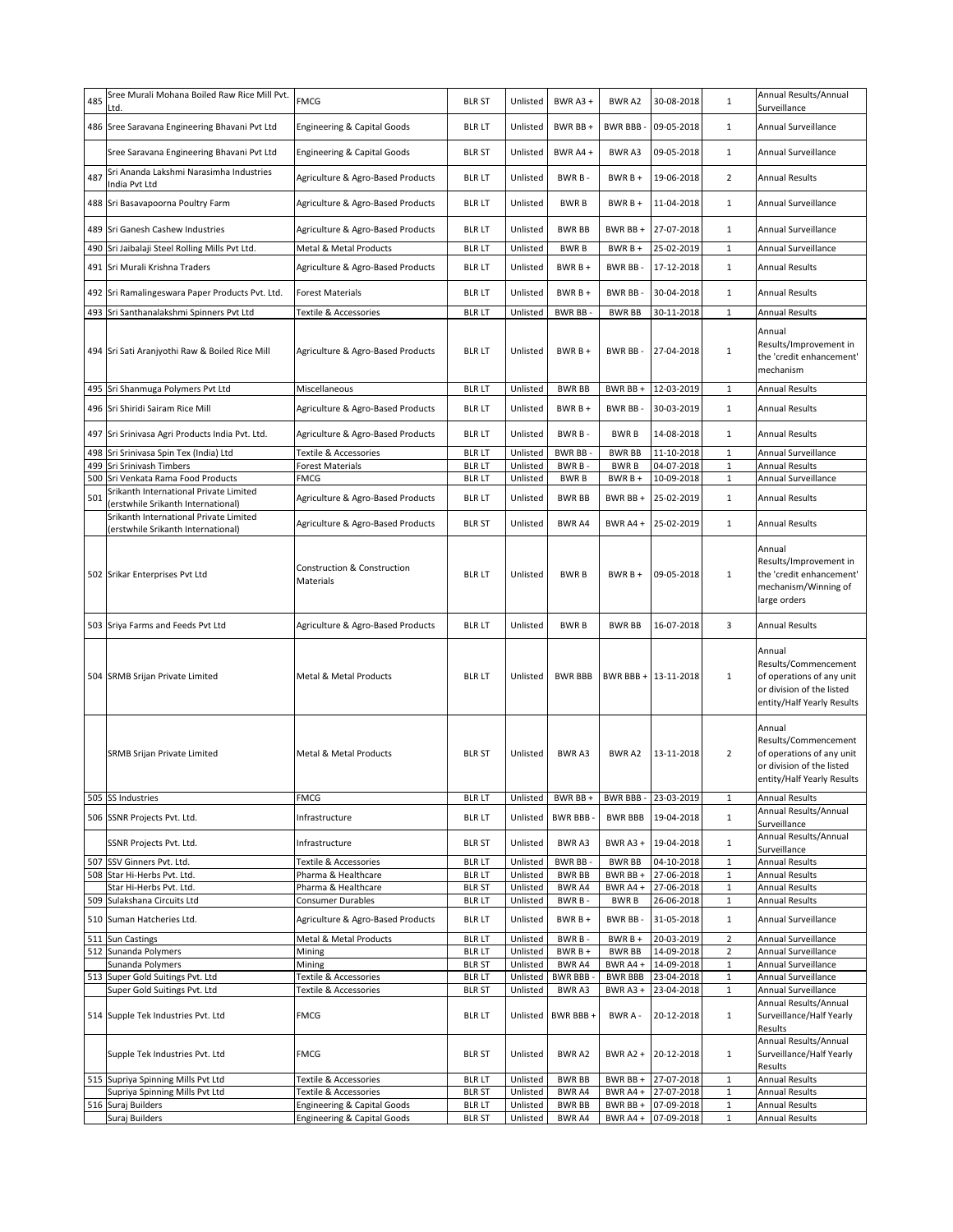| 485 | Sree Murali Mohana Boiled Raw Rice Mill Pvt. Ltd. | FMCG | BLR ST | Unlisted | BWR A3 + | BWR A2 | 30-08-2018 | 1 | Annual Results/Annual Surveillance |
|---|---|---|---|---|---|---|---|---|---|
| 486 | Sree Saravana Engineering Bhavani Pvt Ltd | Engineering & Capital Goods | BLR LT | Unlisted | BWR BB + | BWR BBB - | 09-05-2018 | 1 | Annual Surveillance |
| | Sree Saravana Engineering Bhavani Pvt Ltd | Engineering & Capital Goods | BLR ST | Unlisted | BWR A4 + | BWR A3 | 09-05-2018 | 1 | Annual Surveillance |
| 487 | Sri Ananda Lakshmi Narasimha Industries India Pvt Ltd | Agriculture & Agro-Based Products | BLR LT | Unlisted | BWR B - | BWR B + | 19-06-2018 | 2 | Annual Results |
| 488 | Sri Basavapoorna Poultry Farm | Agriculture & Agro-Based Products | BLR LT | Unlisted | BWR B | BWR B + | 11-04-2018 | 1 | Annual Surveillance |
| 489 | Sri Ganesh Cashew Industries | Agriculture & Agro-Based Products | BLR LT | Unlisted | BWR BB | BWR BB + | 27-07-2018 | 1 | Annual Surveillance |
| 490 | Sri Jaibalaji Steel Rolling Mills Pvt Ltd. | Metal & Metal Products | BLR LT | Unlisted | BWR B | BWR B + | 25-02-2019 | 1 | Annual Surveillance |
| 491 | Sri Murali Krishna Traders | Agriculture & Agro-Based Products | BLR LT | Unlisted | BWR B + | BWR BB - | 17-12-2018 | 1 | Annual Results |
| 492 | Sri Ramalingeswara Paper Products Pvt. Ltd. | Forest Materials | BLR LT | Unlisted | BWR B + | BWR BB - | 30-04-2018 | 1 | Annual Results |
| 493 | Sri Santhanalakshmi Spinners Pvt Ltd | Textile & Accessories | BLR LT | Unlisted | BWR BB - | BWR BB | 30-11-2018 | 1 | Annual Results |
| 494 | Sri Sati Aranjyothi Raw & Boiled Rice Mill | Agriculture & Agro-Based Products | BLR LT | Unlisted | BWR B + | BWR BB - | 27-04-2018 | 1 | Annual Results/Improvement in the 'credit enhancement' mechanism |
| 495 | Sri Shanmuga Polymers Pvt Ltd | Miscellaneous | BLR LT | Unlisted | BWR BB | BWR BB + | 12-03-2019 | 1 | Annual Results |
| 496 | Sri Shiridi Sairam Rice Mill | Agriculture & Agro-Based Products | BLR LT | Unlisted | BWR B + | BWR BB - | 30-03-2019 | 1 | Annual Results |
| 497 | Sri Srinivasa Agri Products India Pvt. Ltd. | Agriculture & Agro-Based Products | BLR LT | Unlisted | BWR B - | BWR B | 14-08-2018 | 1 | Annual Results |
| 498 | Sri Srinivasa Spin Tex (India) Ltd | Textile & Accessories | BLR LT | Unlisted | BWR BB - | BWR BB | 11-10-2018 | 1 | Annual Surveillance |
| 499 | Sri Srinivash Timbers | Forest Materials | BLR LT | Unlisted | BWR B - | BWR B | 04-07-2018 | 1 | Annual Results |
| 500 | Sri Venkata Rama Food Products | FMCG | BLR LT | Unlisted | BWR B | BWR B + | 10-09-2018 | 1 | Annual Surveillance |
| 501 | Srikanth International Private Limited (erstwhile Srikanth International) | Agriculture & Agro-Based Products | BLR LT | Unlisted | BWR BB | BWR BB + | 25-02-2019 | 1 | Annual Results |
| | Srikanth International Private Limited (erstwhile Srikanth International) | Agriculture & Agro-Based Products | BLR ST | Unlisted | BWR A4 | BWR A4 + | 25-02-2019 | 1 | Annual Results |
| 502 | Srikar Enterprises Pvt Ltd | Construction & Construction Materials | BLR LT | Unlisted | BWR B | BWR B + | 09-05-2018 | 1 | Annual Results/Improvement in the 'credit enhancement' mechanism/Winning of large orders |
| 503 | Sriya Farms and Feeds Pvt Ltd | Agriculture & Agro-Based Products | BLR LT | Unlisted | BWR B | BWR BB | 16-07-2018 | 3 | Annual Results |
| 504 | SRMB Srijan Private Limited | Metal & Metal Products | BLR LT | Unlisted | BWR BBB | BWR BBB + | 13-11-2018 | 1 | Annual Results/Commencement of operations of any unit or division of the listed entity/Half Yearly Results |
| | SRMB Srijan Private Limited | Metal & Metal Products | BLR ST | Unlisted | BWR A3 | BWR A2 | 13-11-2018 | 2 | Annual Results/Commencement of operations of any unit or division of the listed entity/Half Yearly Results |
| 505 | SS Industries | FMCG | BLR LT | Unlisted | BWR BB + | BWR BBB - | 23-03-2019 | 1 | Annual Results |
| 506 | SSNR Projects Pvt. Ltd. | Infrastructure | BLR LT | Unlisted | BWR BBB - | BWR BBB | 19-04-2018 | 1 | Annual Results/Annual Surveillance |
| | SSNR Projects Pvt. Ltd. | Infrastructure | BLR ST | Unlisted | BWR A3 | BWR A3 + | 19-04-2018 | 1 | Annual Results/Annual Surveillance |
| 507 | SSV Ginners Pvt. Ltd. | Textile & Accessories | BLR LT | Unlisted | BWR BB - | BWR BB | 04-10-2018 | 1 | Annual Results |
| 508 | Star Hi-Herbs Pvt. Ltd. | Pharma & Healthcare | BLR LT | Unlisted | BWR BB | BWR BB + | 27-06-2018 | 1 | Annual Results |
| | Star Hi-Herbs Pvt. Ltd. | Pharma & Healthcare | BLR ST | Unlisted | BWR A4 | BWR A4 + | 27-06-2018 | 1 | Annual Results |
| 509 | Sulakshana Circuits Ltd | Consumer Durables | BLR LT | Unlisted | BWR B - | BWR B | 26-06-2018 | 1 | Annual Results |
| 510 | Suman Hatcheries Ltd. | Agriculture & Agro-Based Products | BLR LT | Unlisted | BWR B + | BWR BB - | 31-05-2018 | 1 | Annual Surveillance |
| 511 | Sun Castings | Metal & Metal Products | BLR LT | Unlisted | BWR B - | BWR B + | 20-03-2019 | 2 | Annual Surveillance |
| 512 | Sunanda Polymers | Mining | BLR LT | Unlisted | BWR B + | BWR BB | 14-09-2018 | 2 | Annual Surveillance |
| | Sunanda Polymers | Mining | BLR ST | Unlisted | BWR A4 | BWR A4 + | 14-09-2018 | 1 | Annual Surveillance |
| 513 | Super Gold Suitings Pvt. Ltd | Textile & Accessories | BLR LT | Unlisted | BWR BBB - | BWR BBB | 23-04-2018 | 1 | Annual Surveillance |
| | Super Gold Suitings Pvt. Ltd | Textile & Accessories | BLR ST | Unlisted | BWR A3 | BWR A3 + | 23-04-2018 | 1 | Annual Surveillance |
| 514 | Supple Tek Industries Pvt. Ltd | FMCG | BLR LT | Unlisted | BWR BBB + | BWR A - | 20-12-2018 | 1 | Annual Results/Annual Surveillance/Half Yearly Results |
| | Supple Tek Industries Pvt. Ltd | FMCG | BLR ST | Unlisted | BWR A2 | BWR A2 + | 20-12-2018 | 1 | Annual Results/Annual Surveillance/Half Yearly Results |
| 515 | Supriya Spinning Mills Pvt Ltd | Textile & Accessories | BLR LT | Unlisted | BWR BB | BWR BB + | 27-07-2018 | 1 | Annual Results |
| | Supriya Spinning Mills Pvt Ltd | Textile & Accessories | BLR ST | Unlisted | BWR A4 | BWR A4 + | 27-07-2018 | 1 | Annual Results |
| 516 | Suraj Builders | Engineering & Capital Goods | BLR LT | Unlisted | BWR BB | BWR BB + | 07-09-2018 | 1 | Annual Results |
| | Suraj Builders | Engineering & Capital Goods | BLR ST | Unlisted | BWR A4 | BWR A4 + | 07-09-2018 | 1 | Annual Results |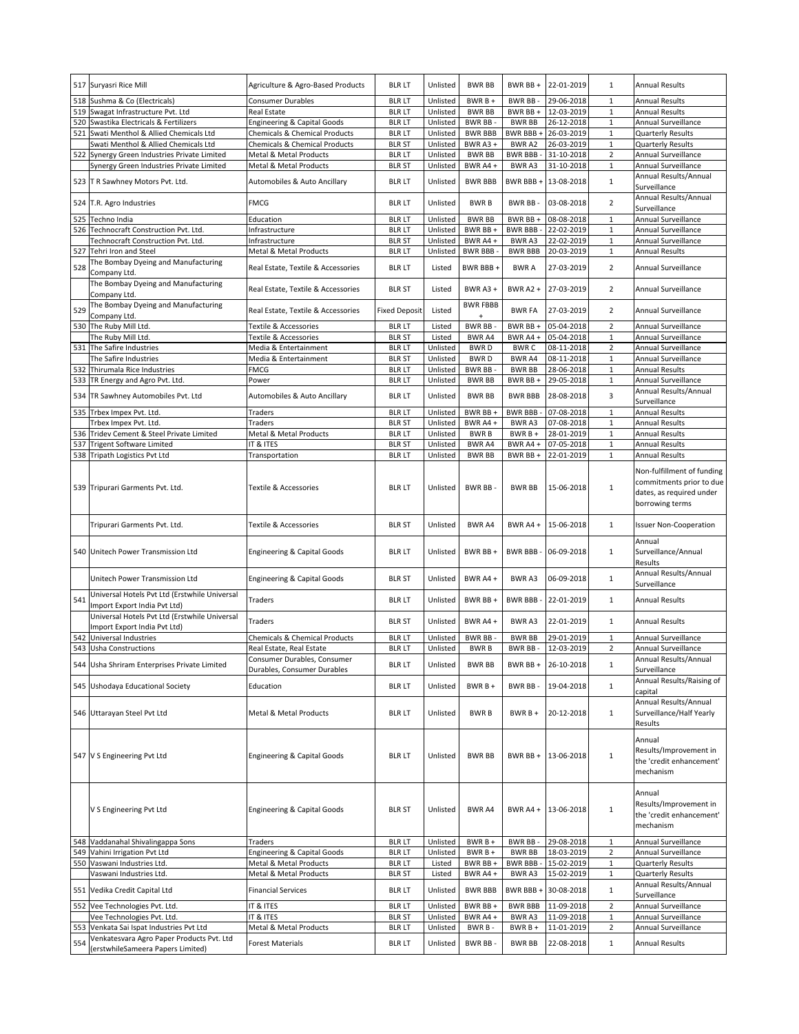| 517 | Suryasri Rice Mill | Agriculture & Agro-Based Products | BLR LT | Unlisted | BWR BB | BWR BB + | 22-01-2019 | 1 | Annual Results |
|---|---|---|---|---|---|---|---|---|---|
| 518 | Sushma & Co (Electricals) | Consumer Durables | BLR LT | Unlisted | BWR B + | BWR BB - | 29-06-2018 | 1 | Annual Results |
| 519 | Swagat Infrastructure Pvt. Ltd | Real Estate | BLR LT | Unlisted | BWR BB | BWR BB + | 12-03-2019 | 1 | Annual Results |
| 520 | Swastika Electricals & Fertilizers | Engineering & Capital Goods | BLR LT | Unlisted | BWR BB - | BWR BB | 26-12-2018 | 1 | Annual Surveillance |
| 521 | Swati Menthol & Allied Chemicals Ltd | Chemicals & Chemical Products | BLR LT | Unlisted | BWR BBB | BWR BBB + | 26-03-2019 | 1 | Quarterly Results |
| | Swati Menthol & Allied Chemicals Ltd | Chemicals & Chemical Products | BLR ST | Unlisted | BWR A3 + | BWR A2 | 26-03-2019 | 1 | Quarterly Results |
| 522 | Synergy Green Industries Private Limited | Metal & Metal Products | BLR LT | Unlisted | BWR BB | BWR BBB - | 31-10-2018 | 2 | Annual Surveillance |
| | Synergy Green Industries Private Limited | Metal & Metal Products | BLR ST | Unlisted | BWR A4 + | BWR A3 | 31-10-2018 | 1 | Annual Surveillance |
| 523 | T R Sawhney Motors Pvt. Ltd. | Automobiles & Auto Ancillary | BLR LT | Unlisted | BWR BBB | BWR BBB + | 13-08-2018 | 1 | Annual Results/Annual Surveillance |
| 524 | T.R. Agro Industries | FMCG | BLR LT | Unlisted | BWR B | BWR BB - | 03-08-2018 | 2 | Annual Results/Annual Surveillance |
| 525 | Techno India | Education | BLR LT | Unlisted | BWR BB | BWR BB + | 08-08-2018 | 1 | Annual Surveillance |
| 526 | Technocraft Construction Pvt. Ltd. | Infrastructure | BLR LT | Unlisted | BWR BB + | BWR BBB - | 22-02-2019 | 1 | Annual Surveillance |
| | Technocraft Construction Pvt. Ltd. | Infrastructure | BLR ST | Unlisted | BWR A4 + | BWR A3 | 22-02-2019 | 1 | Annual Surveillance |
| 527 | Tehri Iron and Steel | Metal & Metal Products | BLR LT | Unlisted | BWR BBB - | BWR BBB | 20-03-2019 | 1 | Annual Results |
| 528 | The Bombay Dyeing and Manufacturing Company Ltd. | Real Estate, Textile & Accessories | BLR LT | Listed | BWR BBB + | BWR A | 27-03-2019 | 2 | Annual Surveillance |
| | The Bombay Dyeing and Manufacturing Company Ltd. | Real Estate, Textile & Accessories | BLR ST | Listed | BWR A3 + | BWR A2 + | 27-03-2019 | 2 | Annual Surveillance |
| 529 | The Bombay Dyeing and Manufacturing Company Ltd. | Real Estate, Textile & Accessories | Fixed Deposit | Listed | BWR FBBB + | BWR FA | 27-03-2019 | 2 | Annual Surveillance |
| 530 | The Ruby Mill Ltd. | Textile & Accessories | BLR LT | Listed | BWR BB - | BWR BB + | 05-04-2018 | 2 | Annual Surveillance |
| | The Ruby Mill Ltd. | Textile & Accessories | BLR ST | Listed | BWR A4 | BWR A4 + | 05-04-2018 | 1 | Annual Surveillance |
| 531 | The Safire Industries | Media & Entertainment | BLR LT | Unlisted | BWR D | BWR C | 08-11-2018 | 2 | Annual Surveillance |
| | The Safire Industries | Media & Entertainment | BLR ST | Unlisted | BWR D | BWR A4 | 08-11-2018 | 1 | Annual Surveillance |
| 532 | Thirumala Rice Industries | FMCG | BLR LT | Unlisted | BWR BB - | BWR BB | 28-06-2018 | 1 | Annual Results |
| 533 | TR Energy and Agro Pvt. Ltd. | Power | BLR LT | Unlisted | BWR BB | BWR BB + | 29-05-2018 | 1 | Annual Surveillance |
| 534 | TR Sawhney Automobiles Pvt. Ltd | Automobiles & Auto Ancillary | BLR LT | Unlisted | BWR BB | BWR BBB | 28-08-2018 | 3 | Annual Results/Annual Surveillance |
| 535 | Trbex Impex Pvt. Ltd. | Traders | BLR LT | Unlisted | BWR BB + | BWR BBB - | 07-08-2018 | 1 | Annual Results |
| | Trbex Impex Pvt. Ltd. | Traders | BLR ST | Unlisted | BWR A4 + | BWR A3 | 07-08-2018 | 1 | Annual Results |
| 536 | Tridev Cement & Steel Private Limited | Metal & Metal Products | BLR LT | Unlisted | BWR B | BWR B + | 28-01-2019 | 1 | Annual Results |
| 537 | Trigent Software Limited | IT & ITES | BLR ST | Unlisted | BWR A4 | BWR A4 + | 07-05-2018 | 1 | Annual Results |
| 538 | Tripath Logistics Pvt Ltd | Transportation | BLR LT | Unlisted | BWR BB | BWR BB + | 22-01-2019 | 1 | Annual Results |
| 539 | Tripurari Garments Pvt. Ltd. | Textile & Accessories | BLR LT | Unlisted | BWR BB - | BWR BB | 15-06-2018 | 1 | Non-fulfillment of funding commitments prior to due dates, as required under borrowing terms |
| | Tripurari Garments Pvt. Ltd. | Textile & Accessories | BLR ST | Unlisted | BWR A4 | BWR A4 + | 15-06-2018 | 1 | Issuer Non-Cooperation |
| 540 | Unitech Power Transmission Ltd | Engineering & Capital Goods | BLR LT | Unlisted | BWR BB + | BWR BBB - | 06-09-2018 | 1 | Annual Surveillance/Annual Results |
| | Unitech Power Transmission Ltd | Engineering & Capital Goods | BLR ST | Unlisted | BWR A4 + | BWR A3 | 06-09-2018 | 1 | Annual Results/Annual Surveillance |
| 541 | Universal Hotels Pvt Ltd (Erstwhile Universal Import Export India Pvt Ltd) | Traders | BLR LT | Unlisted | BWR BB + | BWR BBB - | 22-01-2019 | 1 | Annual Results |
| | Universal Hotels Pvt Ltd (Erstwhile Universal Import Export India Pvt Ltd) | Traders | BLR ST | Unlisted | BWR A4 + | BWR A3 | 22-01-2019 | 1 | Annual Results |
| 542 | Universal Industries | Chemicals & Chemical Products | BLR LT | Unlisted | BWR BB - | BWR BB | 29-01-2019 | 1 | Annual Surveillance |
| 543 | Usha Constructions | Real Estate, Real Estate | BLR LT | Unlisted | BWR B | BWR BB - | 12-03-2019 | 2 | Annual Surveillance |
| 544 | Usha Shriram Enterprises Private Limited | Consumer Durables, Consumer Durables, Consumer Durables | BLR LT | Unlisted | BWR BB | BWR BB + | 26-10-2018 | 1 | Annual Results/Annual Surveillance |
| 545 | Ushodaya Educational Society | Education | BLR LT | Unlisted | BWR B + | BWR BB - | 19-04-2018 | 1 | Annual Results/Raising of capital |
| 546 | Uttarayan Steel Pvt Ltd | Metal & Metal Products | BLR LT | Unlisted | BWR B | BWR B + | 20-12-2018 | 1 | Annual Results/Annual Surveillance/Half Yearly Results |
| 547 | V S Engineering Pvt Ltd | Engineering & Capital Goods | BLR LT | Unlisted | BWR BB | BWR BB + | 13-06-2018 | 1 | Annual Results/Improvement in the 'credit enhancement' mechanism |
| | V S Engineering Pvt Ltd | Engineering & Capital Goods | BLR ST | Unlisted | BWR A4 | BWR A4 + | 13-06-2018 | 1 | Annual Results/Improvement in the 'credit enhancement' mechanism |
| 548 | Vaddanahal Shivalingappa Sons | Traders | BLR LT | Unlisted | BWR B + | BWR BB - | 29-08-2018 | 1 | Annual Surveillance |
| 549 | Vahini Irrigation Pvt Ltd | Engineering & Capital Goods | BLR LT | Unlisted | BWR B + | BWR BB | 18-03-2019 | 2 | Annual Surveillance |
| 550 | Vaswani Industries Ltd. | Metal & Metal Products | BLR LT | Listed | BWR BB + | BWR BBB - | 15-02-2019 | 1 | Quarterly Results |
| | Vaswani Industries Ltd. | Metal & Metal Products | BLR ST | Listed | BWR A4 + | BWR A3 | 15-02-2019 | 1 | Quarterly Results |
| 551 | Vedika Credit Capital Ltd | Financial Services | BLR LT | Unlisted | BWR BBB | BWR BBB + | 30-08-2018 | 1 | Annual Results/Annual Surveillance |
| 552 | Vee Technologies Pvt. Ltd. | IT & ITES | BLR LT | Unlisted | BWR BB + | BWR BBB | 11-09-2018 | 2 | Annual Surveillance |
| | Vee Technologies Pvt. Ltd. | IT & ITES | BLR ST | Unlisted | BWR A4 + | BWR A3 | 11-09-2018 | 1 | Annual Surveillance |
| 553 | Venkata Sai Ispat Industries Pvt Ltd | Metal & Metal Products | BLR LT | Unlisted | BWR B - | BWR B + | 11-01-2019 | 2 | Annual Surveillance |
| 554 | Venkatesvara Agro Paper Products Pvt. Ltd (erstwhileSameera Papers Limited) | Forest Materials | BLR LT | Unlisted | BWR BB - | BWR BB | 22-08-2018 | 1 | Annual Results |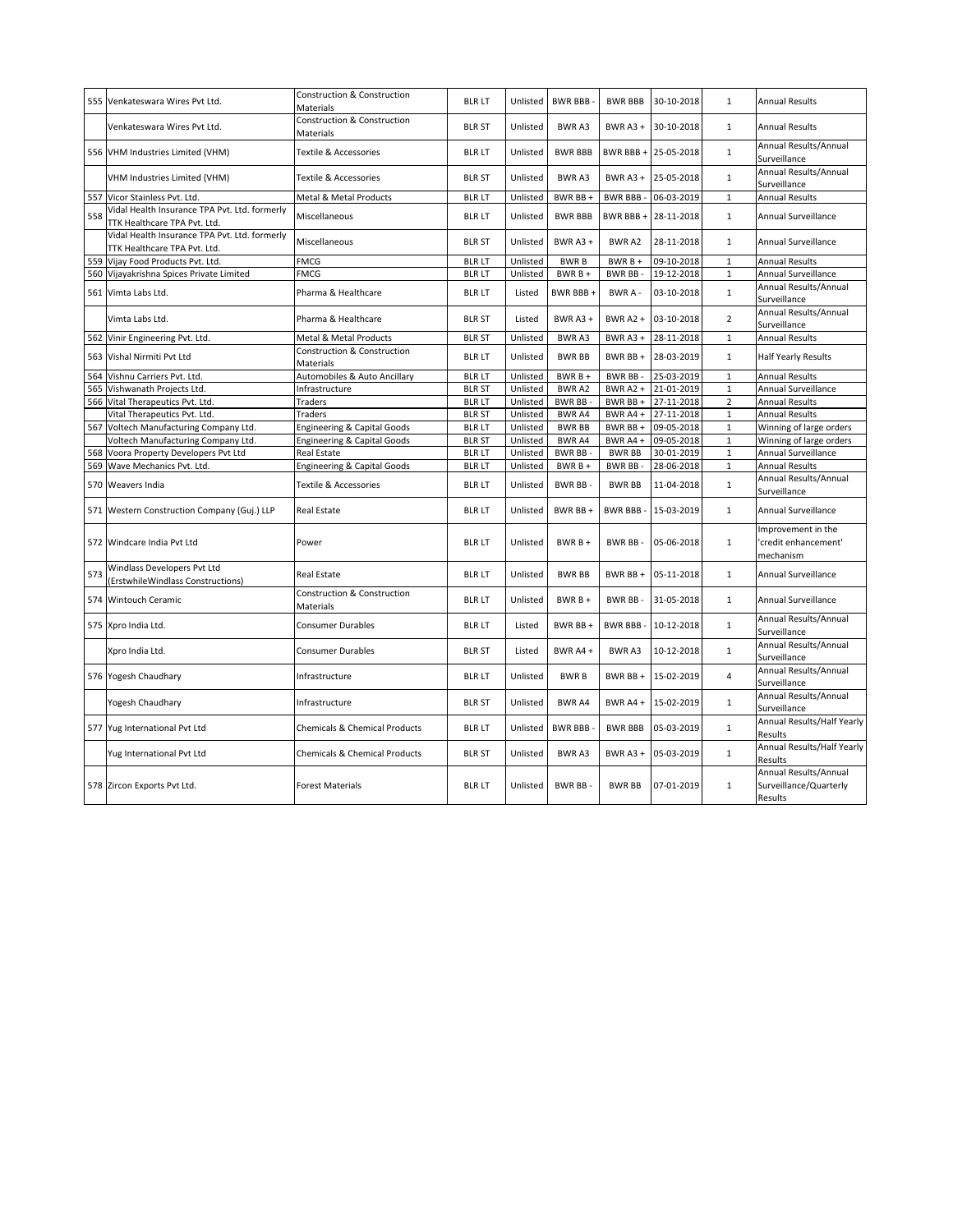| | | | | | | | | | |
|---|---|---|---|---|---|---|---|---|---|
| 555 | Venkateswara Wires Pvt Ltd. | Construction & Construction Materials | BLR LT | Unlisted | BWR BBB - | BWR BBB | 30-10-2018 | 1 | Annual Results |
| | Venkateswara Wires Pvt Ltd. | Construction & Construction Materials | BLR ST | Unlisted | BWR A3 | BWR A3 + | 30-10-2018 | 1 | Annual Results |
| 556 | VHM Industries Limited (VHM) | Textile & Accessories | BLR LT | Unlisted | BWR BBB | BWR BBB + | 25-05-2018 | 1 | Annual Results/Annual Surveillance |
| | VHM Industries Limited (VHM) | Textile & Accessories | BLR ST | Unlisted | BWR A3 | BWR A3 + | 25-05-2018 | 1 | Annual Results/Annual Surveillance |
| 557 | Vicor Stainless Pvt. Ltd. | Metal & Metal Products | BLR LT | Unlisted | BWR BB + | BWR BBB - | 06-03-2019 | 1 | Annual Results |
| 558 | Vidal Health Insurance TPA Pvt. Ltd. formerly TTK Healthcare TPA Pvt. Ltd. | Miscellaneous | BLR LT | Unlisted | BWR BBB | BWR BBB + | 28-11-2018 | 1 | Annual Surveillance |
| | Vidal Health Insurance TPA Pvt. Ltd. formerly TTK Healthcare TPA Pvt. Ltd. | Miscellaneous | BLR ST | Unlisted | BWR A3 + | BWR A2 | 28-11-2018 | 1 | Annual Surveillance |
| 559 | Vijay Food Products Pvt. Ltd. | FMCG | BLR LT | Unlisted | BWR B | BWR B + | 09-10-2018 | 1 | Annual Results |
| 560 | Vijayakrishna Spices Private Limited | FMCG | BLR LT | Unlisted | BWR B + | BWR BB - | 19-12-2018 | 1 | Annual Surveillance |
| 561 | Vimta Labs Ltd. | Pharma & Healthcare | BLR LT | Listed | BWR BBB + | BWR A - | 03-10-2018 | 1 | Annual Results/Annual Surveillance |
| | Vimta Labs Ltd. | Pharma & Healthcare | BLR ST | Listed | BWR A3 + | BWR A2 + | 03-10-2018 | 2 | Annual Results/Annual Surveillance |
| 562 | Vinir Engineering Pvt. Ltd. | Metal & Metal Products | BLR ST | Unlisted | BWR A3 | BWR A3 + | 28-11-2018 | 1 | Annual Results |
| 563 | Vishal Nirmiti Pvt Ltd | Construction & Construction Materials | BLR LT | Unlisted | BWR BB | BWR BB + | 28-03-2019 | 1 | Half Yearly Results |
| 564 | Vishnu Carriers Pvt. Ltd. | Automobiles & Auto Ancillary | BLR LT | Unlisted | BWR B + | BWR BB - | 25-03-2019 | 1 | Annual Results |
| 565 | Vishwanath Projects Ltd. | Infrastructure | BLR ST | Unlisted | BWR A2 | BWR A2 + | 21-01-2019 | 1 | Annual Surveillance |
| 566 | Vital Therapeutics Pvt. Ltd. | Traders | BLR LT | Unlisted | BWR BB - | BWR BB + | 27-11-2018 | 2 | Annual Results |
| | Vital Therapeutics Pvt. Ltd. | Traders | BLR ST | Unlisted | BWR A4 | BWR A4 + | 27-11-2018 | 1 | Annual Results |
| 567 | Voltech Manufacturing Company Ltd. | Engineering & Capital Goods | BLR LT | Unlisted | BWR BB | BWR BB + | 09-05-2018 | 1 | Winning of large orders |
| | Voltech Manufacturing Company Ltd. | Engineering & Capital Goods | BLR ST | Unlisted | BWR A4 | BWR A4 + | 09-05-2018 | 1 | Winning of large orders |
| 568 | Voora Property Developers Pvt Ltd | Real Estate | BLR LT | Unlisted | BWR BB - | BWR BB | 30-01-2019 | 1 | Annual Surveillance |
| 569 | Wave Mechanics Pvt. Ltd. | Engineering & Capital Goods | BLR LT | Unlisted | BWR B + | BWR BB - | 28-06-2018 | 1 | Annual Results |
| 570 | Weavers India | Textile & Accessories | BLR LT | Unlisted | BWR BB - | BWR BB | 11-04-2018 | 1 | Annual Results/Annual Surveillance |
| 571 | Western Construction Company (Guj.) LLP | Real Estate | BLR LT | Unlisted | BWR BB + | BWR BBB - | 15-03-2019 | 1 | Annual Surveillance |
| 572 | Windcare India Pvt Ltd | Power | BLR LT | Unlisted | BWR B + | BWR BB - | 05-06-2018 | 1 | Improvement in the 'credit enhancement' mechanism |
| 573 | Windlass Developers Pvt Ltd (ErstwhileWindlass Constructions) | Real Estate | BLR LT | Unlisted | BWR BB | BWR BB + | 05-11-2018 | 1 | Annual Surveillance |
| 574 | Wintouch Ceramic | Construction & Construction Materials | BLR LT | Unlisted | BWR B + | BWR BB - | 31-05-2018 | 1 | Annual Surveillance |
| 575 | Xpro India Ltd. | Consumer Durables | BLR LT | Listed | BWR BB + | BWR BBB - | 10-12-2018 | 1 | Annual Results/Annual Surveillance |
| | Xpro India Ltd. | Consumer Durables | BLR ST | Listed | BWR A4 + | BWR A3 | 10-12-2018 | 1 | Annual Results/Annual Surveillance |
| 576 | Yogesh Chaudhary | Infrastructure | BLR LT | Unlisted | BWR B | BWR BB + | 15-02-2019 | 4 | Annual Results/Annual Surveillance |
| | Yogesh Chaudhary | Infrastructure | BLR ST | Unlisted | BWR A4 | BWR A4 + | 15-02-2019 | 1 | Annual Results/Annual Surveillance |
| 577 | Yug International Pvt Ltd | Chemicals & Chemical Products | BLR LT | Unlisted | BWR BBB - | BWR BBB | 05-03-2019 | 1 | Annual Results/Half Yearly Results |
| | Yug International Pvt Ltd | Chemicals & Chemical Products | BLR ST | Unlisted | BWR A3 | BWR A3 + | 05-03-2019 | 1 | Annual Results/Half Yearly Results |
| 578 | Zircon Exports Pvt Ltd. | Forest Materials | BLR LT | Unlisted | BWR BB - | BWR BB | 07-01-2019 | 1 | Annual Results/Annual Surveillance/Quarterly Results |